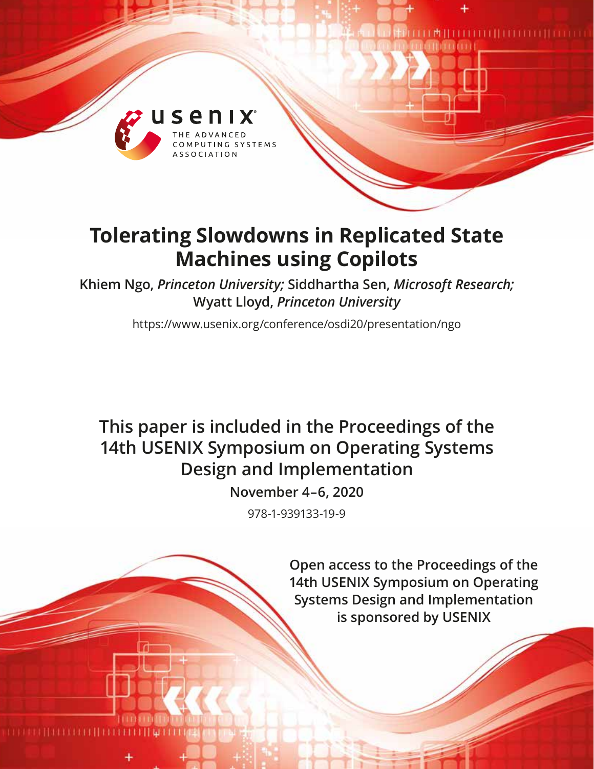# Tolerating Slowdowns in Replicated State Machines using Copilots

**Khiem Ngo,** ***Princeton University;*** **Siddhartha Sen,** ***Microsoft Research;*** **Wyatt Lloyd,** ***Princeton University***

https://www.usenix.org/conference/osdi20/presentation/ngo

**This paper is included in the Proceedings of the 14th USENIX Symposium on Operating Systems Design and Implementation**

**November 4–6, 2020**

978-1-939133-19-9

**Open access to the Proceedings of the 14th USENIX Symposium on Operating Systems Design and Implementation is sponsored by USENIX**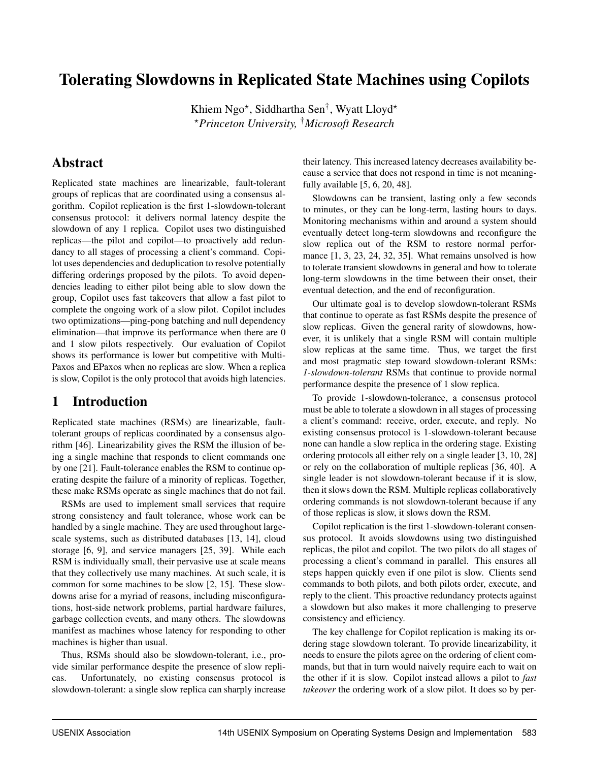# Tolerating Slowdowns in Replicated State Machines using Copilots

Khiem Ngo[⋆], Siddhartha Sen[†], Wyatt Lloyd[⋆]

[⋆]*Princeton University,* [†]*Microsoft Research*

## Abstract

Replicated state machines are linearizable, fault-tolerant groups of replicas that are coordinated using a consensus algorithm. Copilot replication is the first 1-slowdown-tolerant consensus protocol: it delivers normal latency despite the slowdown of any 1 replica. Copilot uses two distinguished replicas—the pilot and copilot—to proactively add redundancy to all stages of processing a client's command. Copilot uses dependencies and deduplication to resolve potentially differing orderings proposed by the pilots. To avoid dependencies leading to either pilot being able to slow down the group, Copilot uses fast takeovers that allow a fast pilot to complete the ongoing work of a slow pilot. Copilot includes two optimizations—ping-pong batching and null dependency elimination—that improve its performance when there are 0 and 1 slow pilots respectively. Our evaluation of Copilot shows its performance is lower but competitive with Multi-Paxos and EPaxos when no replicas are slow. When a replica is slow, Copilot is the only protocol that avoids high latencies.

## 1 Introduction

Replicated state machines (RSMs) are linearizable, fault-tolerant groups of replicas coordinated by a consensus algorithm [46]. Linearizability gives the RSM the illusion of being a single machine that responds to client commands one by one [21]. Fault-tolerance enables the RSM to continue operating despite the failure of a minority of replicas. Together, these make RSMs operate as single machines that do not fail.

RSMs are used to implement small services that require strong consistency and fault tolerance, whose work can be handled by a single machine. They are used throughout large-scale systems, such as distributed databases [13, 14], cloud storage [6, 9], and service managers [25, 39]. While each RSM is individually small, their pervasive use at scale means that they collectively use many machines. At such scale, it is common for some machines to be slow [2, 15]. These slowdowns arise for a myriad of reasons, including misconfigurations, host-side network problems, partial hardware failures, garbage collection events, and many others. The slowdowns manifest as machines whose latency for responding to other machines is higher than usual.

Thus, RSMs should also be slowdown-tolerant, i.e., provide similar performance despite the presence of slow replicas. Unfortunately, no existing consensus protocol is slowdown-tolerant: a single slow replica can sharply increase their latency. This increased latency decreases availability because a service that does not respond in time is not meaningfully available [5, 6, 20, 48].

Slowdowns can be transient, lasting only a few seconds to minutes, or they can be long-term, lasting hours to days. Monitoring mechanisms within and around a system should eventually detect long-term slowdowns and reconfigure the slow replica out of the RSM to restore normal performance [1, 3, 23, 24, 32, 35]. What remains unsolved is how to tolerate transient slowdowns in general and how to tolerate long-term slowdowns in the time between their onset, their eventual detection, and the end of reconfiguration.

Our ultimate goal is to develop slowdown-tolerant RSMs that continue to operate as fast RSMs despite the presence of slow replicas. Given the general rarity of slowdowns, however, it is unlikely that a single RSM will contain multiple slow replicas at the same time. Thus, we target the first and most pragmatic step toward slowdown-tolerant RSMs: *1-slowdown-tolerant* RSMs that continue to provide normal performance despite the presence of 1 slow replica.

To provide 1-slowdown-tolerance, a consensus protocol must be able to tolerate a slowdown in all stages of processing a client's command: receive, order, execute, and reply. No existing consensus protocol is 1-slowdown-tolerant because none can handle a slow replica in the ordering stage. Existing ordering protocols all either rely on a single leader [3, 10, 28] or rely on the collaboration of multiple replicas [36, 40]. A single leader is not slowdown-tolerant because if it is slow, then it slows down the RSM. Multiple replicas collaboratively ordering commands is not slowdown-tolerant because if any of those replicas is slow, it slows down the RSM.

Copilot replication is the first 1-slowdown-tolerant consensus protocol. It avoids slowdowns using two distinguished replicas, the pilot and copilot. The two pilots do all stages of processing a client's command in parallel. This ensures all steps happen quickly even if one pilot is slow. Clients send commands to both pilots, and both pilots order, execute, and reply to the client. This proactive redundancy protects against a slowdown but also makes it more challenging to preserve consistency and efficiency.

The key challenge for Copilot replication is making its ordering stage slowdown tolerant. To provide linearizability, it needs to ensure the pilots agree on the ordering of client commands, but that in turn would naively require each to wait on the other if it is slow. Copilot instead allows a pilot to *fast takeover* the ordering work of a slow pilot. It does so by per-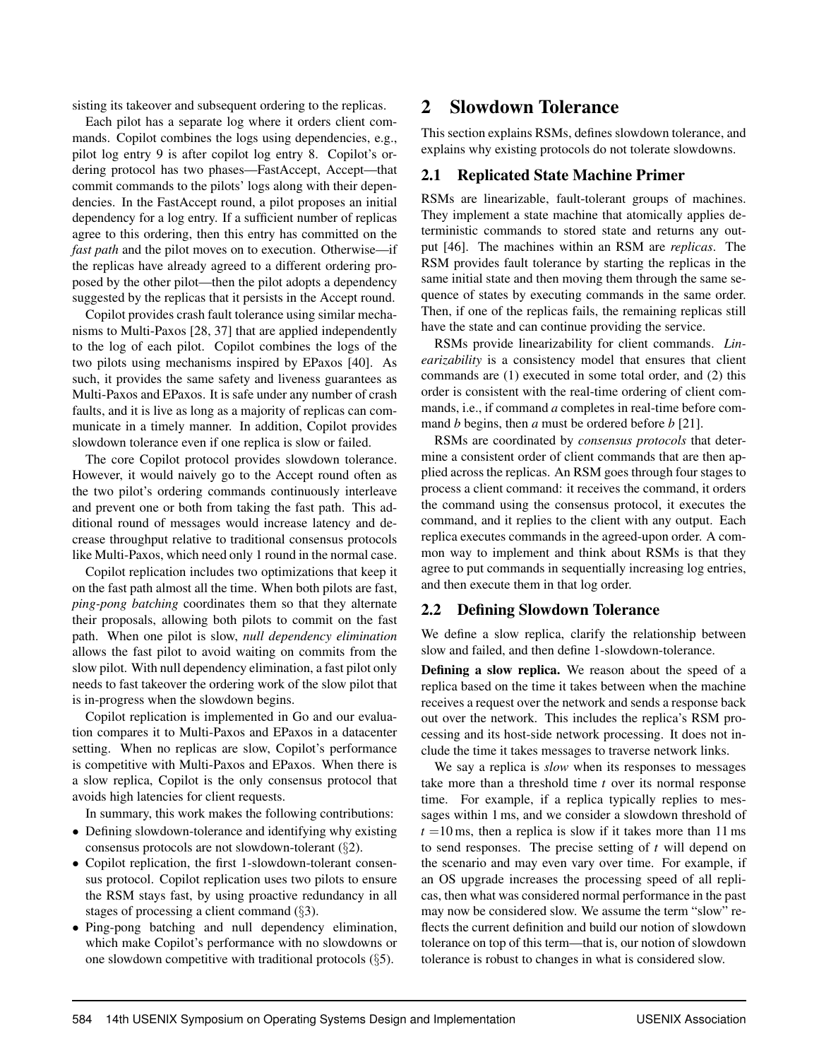sisting its takeover and subsequent ordering to the replicas.

Each pilot has a separate log where it orders client commands. Copilot combines the logs using dependencies, e.g., pilot log entry 9 is after copilot log entry 8. Copilot's ordering protocol has two phases—FastAccept, Accept—that commit commands to the pilots' logs along with their dependencies. In the FastAccept round, a pilot proposes an initial dependency for a log entry. If a sufficient number of replicas agree to this ordering, then this entry has committed on the *fast path* and the pilot moves on to execution. Otherwise—if the replicas have already agreed to a different ordering proposed by the other pilot—then the pilot adopts a dependency suggested by the replicas that it persists in the Accept round.

Copilot provides crash fault tolerance using similar mechanisms to Multi-Paxos [28, 37] that are applied independently to the log of each pilot. Copilot combines the logs of the two pilots using mechanisms inspired by EPaxos [40]. As such, it provides the same safety and liveness guarantees as Multi-Paxos and EPaxos. It is safe under any number of crash faults, and it is live as long as a majority of replicas can communicate in a timely manner. In addition, Copilot provides slowdown tolerance even if one replica is slow or failed.

The core Copilot protocol provides slowdown tolerance. However, it would naively go to the Accept round often as the two pilot's ordering commands continuously interleave and prevent one or both from taking the fast path. This additional round of messages would increase latency and decrease throughput relative to traditional consensus protocols like Multi-Paxos, which need only 1 round in the normal case.

Copilot replication includes two optimizations that keep it on the fast path almost all the time. When both pilots are fast, *ping-pong batching* coordinates them so that they alternate their proposals, allowing both pilots to commit on the fast path. When one pilot is slow, *null dependency elimination* allows the fast pilot to avoid waiting on commits from the slow pilot. With null dependency elimination, a fast pilot only needs to fast takeover the ordering work of the slow pilot that is in-progress when the slowdown begins.

Copilot replication is implemented in Go and our evaluation compares it to Multi-Paxos and EPaxos in a datacenter setting. When no replicas are slow, Copilot's performance is competitive with Multi-Paxos and EPaxos. When there is a slow replica, Copilot is the only consensus protocol that avoids high latencies for client requests.

In summary, this work makes the following contributions:

- Defining slowdown-tolerance and identifying why existing consensus protocols are not slowdown-tolerant (§2).
- Copilot replication, the first 1-slowdown-tolerant consensus protocol. Copilot replication uses two pilots to ensure the RSM stays fast, by using proactive redundancy in all stages of processing a client command (§3).
- Ping-pong batching and null dependency elimination, which make Copilot's performance with no slowdowns or one slowdown competitive with traditional protocols (§5).

# 2 Slowdown Tolerance

This section explains RSMs, defines slowdown tolerance, and explains why existing protocols do not tolerate slowdowns.

## 2.1 Replicated State Machine Primer

RSMs are linearizable, fault-tolerant groups of machines. They implement a state machine that atomically applies deterministic commands to stored state and returns any output [46]. The machines within an RSM are *replicas*. The RSM provides fault tolerance by starting the replicas in the same initial state and then moving them through the same sequence of states by executing commands in the same order. Then, if one of the replicas fails, the remaining replicas still have the state and can continue providing the service.

RSMs provide linearizability for client commands. *Linearizability* is a consistency model that ensures that client commands are (1) executed in some total order, and (2) this order is consistent with the real-time ordering of client commands, i.e., if command *a* completes in real-time before command *b* begins, then *a* must be ordered before *b* [21].

RSMs are coordinated by *consensus protocols* that determine a consistent order of client commands that are then applied across the replicas. An RSM goes through four stages to process a client command: it receives the command, it orders the command using the consensus protocol, it executes the command, and it replies to the client with any output. Each replica executes commands in the agreed-upon order. A common way to implement and think about RSMs is that they agree to put commands in sequentially increasing log entries, and then execute them in that log order.

## 2.2 Defining Slowdown Tolerance

We define a slow replica, clarify the relationship between slow and failed, and then define 1-slowdown-tolerance.

**Defining a slow replica.** We reason about the speed of a replica based on the time it takes between when the machine receives a request over the network and sends a response back out over the network. This includes the replica's RSM processing and its host-side network processing. It does not include the time it takes messages to traverse network links.

We say a replica is *slow* when its responses to messages take more than a threshold time $t$ over its normal response time. For example, if a replica typically replies to messages within 1 ms, and we consider a slowdown threshold of $t = 10$ ms, then a replica is slow if it takes more than 11 ms to send responses. The precise setting of $t$ will depend on the scenario and may even vary over time. For example, if an OS upgrade increases the processing speed of all replicas, then what was considered normal performance in the past may now be considered slow. We assume the term "slow" reflects the current definition and build our notion of slowdown tolerance on top of this term—that is, our notion of slowdown tolerance is robust to changes in what is considered slow.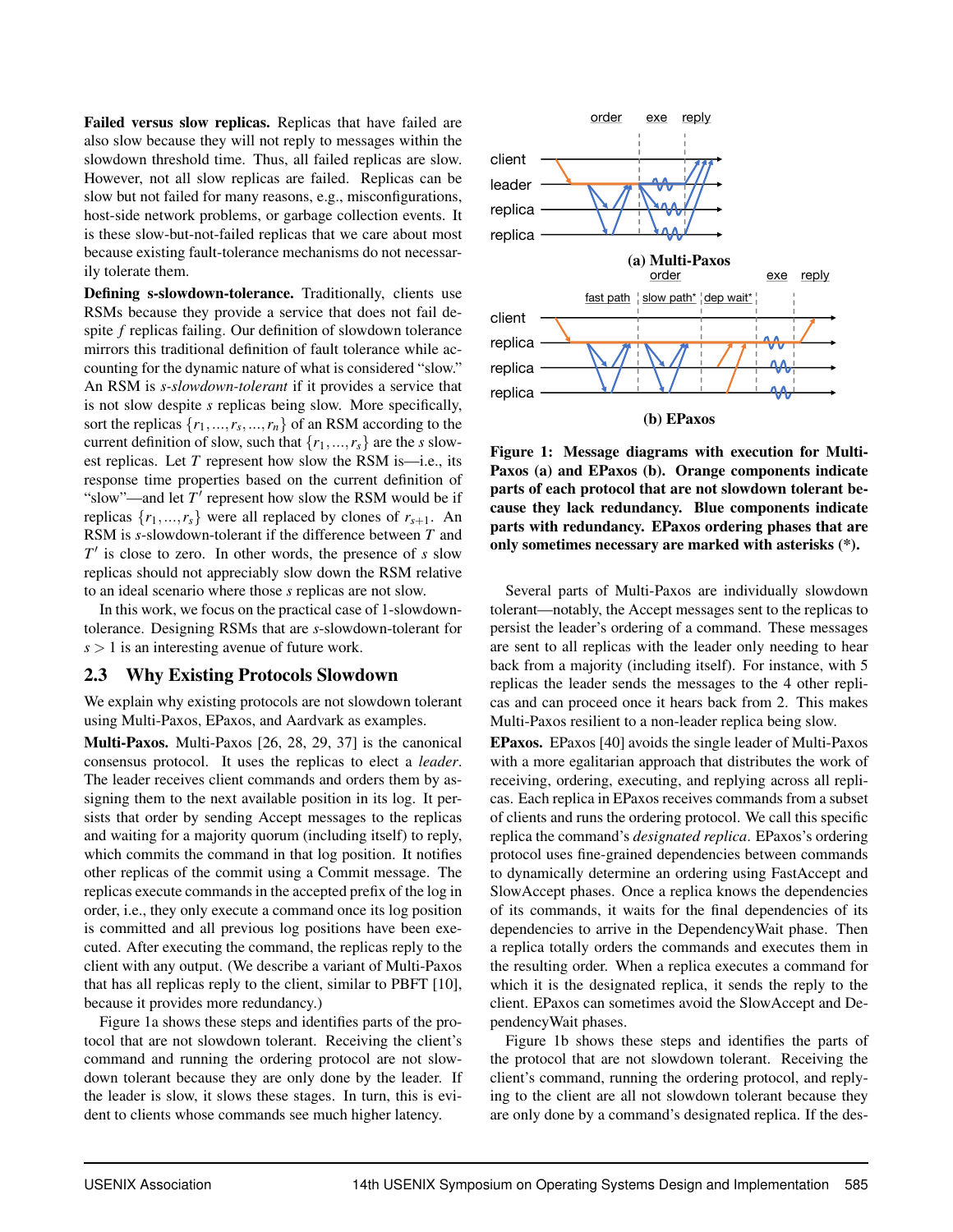**Failed versus slow replicas.** Replicas that have failed are also slow because they will not reply to messages within the slowdown threshold time. Thus, all failed replicas are slow. However, not all slow replicas are failed. Replicas can be slow but not failed for many reasons, e.g., misconfigurations, host-side network problems, or garbage collection events. It is these slow-but-not-failed replicas that we care about most because existing fault-tolerance mechanisms do not necessarily tolerate them.

**Defining s-slowdown-tolerance.** Traditionally, clients use RSMs because they provide a service that does not fail despite $f$ replicas failing. Our definition of slowdown tolerance mirrors this traditional definition of fault tolerance while accounting for the dynamic nature of what is considered "slow." An RSM is *s-slowdown-tolerant* if it provides a service that is not slow despite $s$ replicas being slow. More specifically, sort the replicas $\{r_1,...,r_s,...,r_n\}$ of an RSM according to the current definition of slow, such that $\{r_1,...,r_s\}$ are the $s$ slowest replicas. Let $T$ represent how slow the RSM is—i.e., its response time properties based on the current definition of "slow"—and let $T'$ represent how slow the RSM would be if replicas $\{r_1,...,r_s\}$ were all replaced by clones of $r_{s+1}$. An RSM is $s$-slowdown-tolerant if the difference between $T$ and $T'$ is close to zero. In other words, the presence of $s$ slow replicas should not appreciably slow down the RSM relative to an ideal scenario where those $s$ replicas are not slow.

In this work, we focus on the practical case of 1-slowdown-tolerance. Designing RSMs that are $s$-slowdown-tolerant for $s > 1$ is an interesting avenue of future work.

## 2.3 Why Existing Protocols Slowdown

We explain why existing protocols are not slowdown tolerant using Multi-Paxos, EPaxos, and Aardvark as examples.

**Multi-Paxos.** Multi-Paxos [26, 28, 29, 37] is the canonical consensus protocol. It uses the replicas to elect a *leader*. The leader receives client commands and orders them by assigning them to the next available position in its log. It persists that order by sending Accept messages to the replicas and waiting for a majority quorum (including itself) to reply, which commits the command in that log position. It notifies other replicas of the commit using a Commit message. The replicas execute commands in the accepted prefix of the log in order, i.e., they only execute a command once its log position is committed and all previous log positions have been executed. After executing the command, the replicas reply to the client with any output. (We describe a variant of Multi-Paxos that has all replicas reply to the client, similar to PBFT [10], because it provides more redundancy.)

Figure 1a shows these steps and identifies parts of the protocol that are not slowdown tolerant. Receiving the client's command and running the ordering protocol are not slowdown tolerant because they are only done by the leader. If the leader is slow, it slows these stages. In turn, this is evident to clients whose commands see much higher latency.

(a) Multi-Paxos

(b) EPaxos

**Figure 1: Message diagrams with execution for Multi-Paxos (a) and EPaxos (b). Orange components indicate parts of each protocol that are not slowdown tolerant because they lack redundancy. Blue components indicate parts with redundancy. EPaxos ordering phases that are only sometimes necessary are marked with asterisks (\*).**

Several parts of Multi-Paxos are individually slowdown tolerant—notably, the Accept messages sent to the replicas to persist the leader's ordering of a command. These messages are sent to all replicas with the leader only needing to hear back from a majority (including itself). For instance, with 5 replicas the leader sends the messages to the 4 other replicas and can proceed once it hears back from 2. This makes Multi-Paxos resilient to a non-leader replica being slow.

**EPaxos.** EPaxos [40] avoids the single leader of Multi-Paxos with a more egalitarian approach that distributes the work of receiving, ordering, executing, and replying across all replicas. Each replica in EPaxos receives commands from a subset of clients and runs the ordering protocol. We call this specific replica the command's *designated replica*. EPaxos's ordering protocol uses fine-grained dependencies between commands to dynamically determine an ordering using FastAccept and SlowAccept phases. Once a replica knows the dependencies of its commands, it waits for the final dependencies of its dependencies to arrive in the DependencyWait phase. Then a replica totally orders the commands and executes them in the resulting order. When a replica executes a command for which it is the designated replica, it sends the reply to the client. EPaxos can sometimes avoid the SlowAccept and DependencyWait phases.

Figure 1b shows these steps and identifies the parts of the protocol that are not slowdown tolerant. Receiving the client's command, running the ordering protocol, and replying to the client are all not slowdown tolerant because they are only done by a command's designated replica. If the des-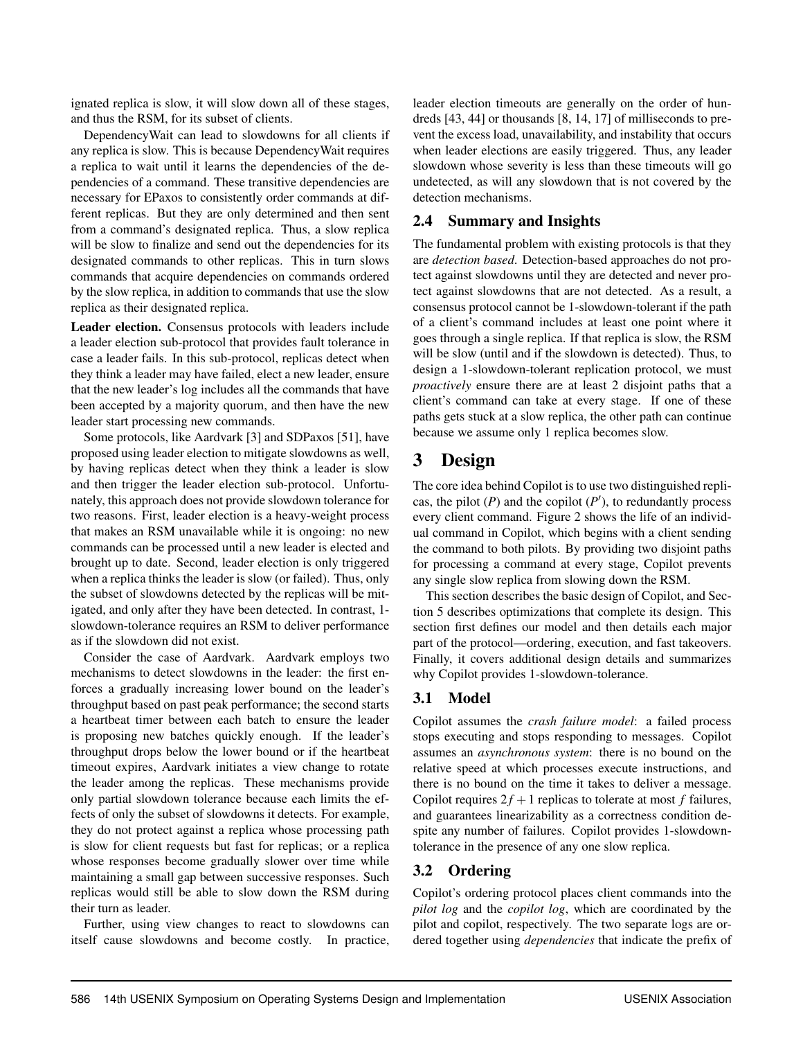ignated replica is slow, it will slow down all of these stages, and thus the RSM, for its subset of clients.

DependencyWait can lead to slowdowns for all clients if any replica is slow. This is because DependencyWait requires a replica to wait until it learns the dependencies of the dependencies of a command. These transitive dependencies are necessary for EPaxos to consistently order commands at different replicas. But they are only determined and then sent from a command's designated replica. Thus, a slow replica will be slow to finalize and send out the dependencies for its designated commands to other replicas. This in turn slows commands that acquire dependencies on commands ordered by the slow replica, in addition to commands that use the slow replica as their designated replica.

**Leader election.** Consensus protocols with leaders include a leader election sub-protocol that provides fault tolerance in case a leader fails. In this sub-protocol, replicas detect when they think a leader may have failed, elect a new leader, ensure that the new leader's log includes all the commands that have been accepted by a majority quorum, and then have the new leader start processing new commands.

Some protocols, like Aardvark [3] and SDPaxos [51], have proposed using leader election to mitigate slowdowns as well, by having replicas detect when they think a leader is slow and then trigger the leader election sub-protocol. Unfortunately, this approach does not provide slowdown tolerance for two reasons. First, leader election is a heavy-weight process that makes an RSM unavailable while it is ongoing: no new commands can be processed until a new leader is elected and brought up to date. Second, leader election is only triggered when a replica thinks the leader is slow (or failed). Thus, only the subset of slowdowns detected by the replicas will be mitigated, and only after they have been detected. In contrast, 1-slowdown-tolerance requires an RSM to deliver performance as if the slowdown did not exist.

Consider the case of Aardvark. Aardvark employs two mechanisms to detect slowdowns in the leader: the first enforces a gradually increasing lower bound on the leader's throughput based on past peak performance; the second starts a heartbeat timer between each batch to ensure the leader is proposing new batches quickly enough. If the leader's throughput drops below the lower bound or if the heartbeat timeout expires, Aardvark initiates a view change to rotate the leader among the replicas. These mechanisms provide only partial slowdown tolerance because each limits the effects of only the subset of slowdowns it detects. For example, they do not protect against a replica whose processing path is slow for client requests but fast for replicas; or a replica whose responses become gradually slower over time while maintaining a small gap between successive responses. Such replicas would still be able to slow down the RSM during their turn as leader.

Further, using view changes to react to slowdowns can itself cause slowdowns and become costly. In practice, leader election timeouts are generally on the order of hundreds [43, 44] or thousands [8, 14, 17] of milliseconds to prevent the excess load, unavailability, and instability that occurs when leader elections are easily triggered. Thus, any leader slowdown whose severity is less than these timeouts will go undetected, as will any slowdown that is not covered by the detection mechanisms.

## 2.4 Summary and Insights

The fundamental problem with existing protocols is that they are *detection based*. Detection-based approaches do not protect against slowdowns until they are detected and never protect against slowdowns that are not detected. As a result, a consensus protocol cannot be 1-slowdown-tolerant if the path of a client's command includes at least one point where it goes through a single replica. If that replica is slow, the RSM will be slow (until and if the slowdown is detected). Thus, to design a 1-slowdown-tolerant replication protocol, we must *proactively* ensure there are at least 2 disjoint paths that a client's command can take at every stage. If one of these paths gets stuck at a slow replica, the other path can continue because we assume only 1 replica becomes slow.

# 3 Design

The core idea behind Copilot is to use two distinguished replicas, the pilot ($P$) and the copilot ($P'$), to redundantly process every client command. Figure 2 shows the life of an individual command in Copilot, which begins with a client sending the command to both pilots. By providing two disjoint paths for processing a command at every stage, Copilot prevents any single slow replica from slowing down the RSM.

This section describes the basic design of Copilot, and Section 5 describes optimizations that complete its design. This section first defines our model and then details each major part of the protocol—ordering, execution, and fast takeovers. Finally, it covers additional design details and summarizes why Copilot provides 1-slowdown-tolerance.

## 3.1 Model

Copilot assumes the *crash failure model*: a failed process stops executing and stops responding to messages. Copilot assumes an *asynchronous system*: there is no bound on the relative speed at which processes execute instructions, and there is no bound on the time it takes to deliver a message. Copilot requires $2f+1$ replicas to tolerate at most $f$ failures, and guarantees linearizability as a correctness condition despite any number of failures. Copilot provides 1-slowdown-tolerance in the presence of any one slow replica.

## 3.2 Ordering

Copilot's ordering protocol places client commands into the *pilot log* and the *copilot log*, which are coordinated by the pilot and copilot, respectively. The two separate logs are ordered together using *dependencies* that indicate the prefix of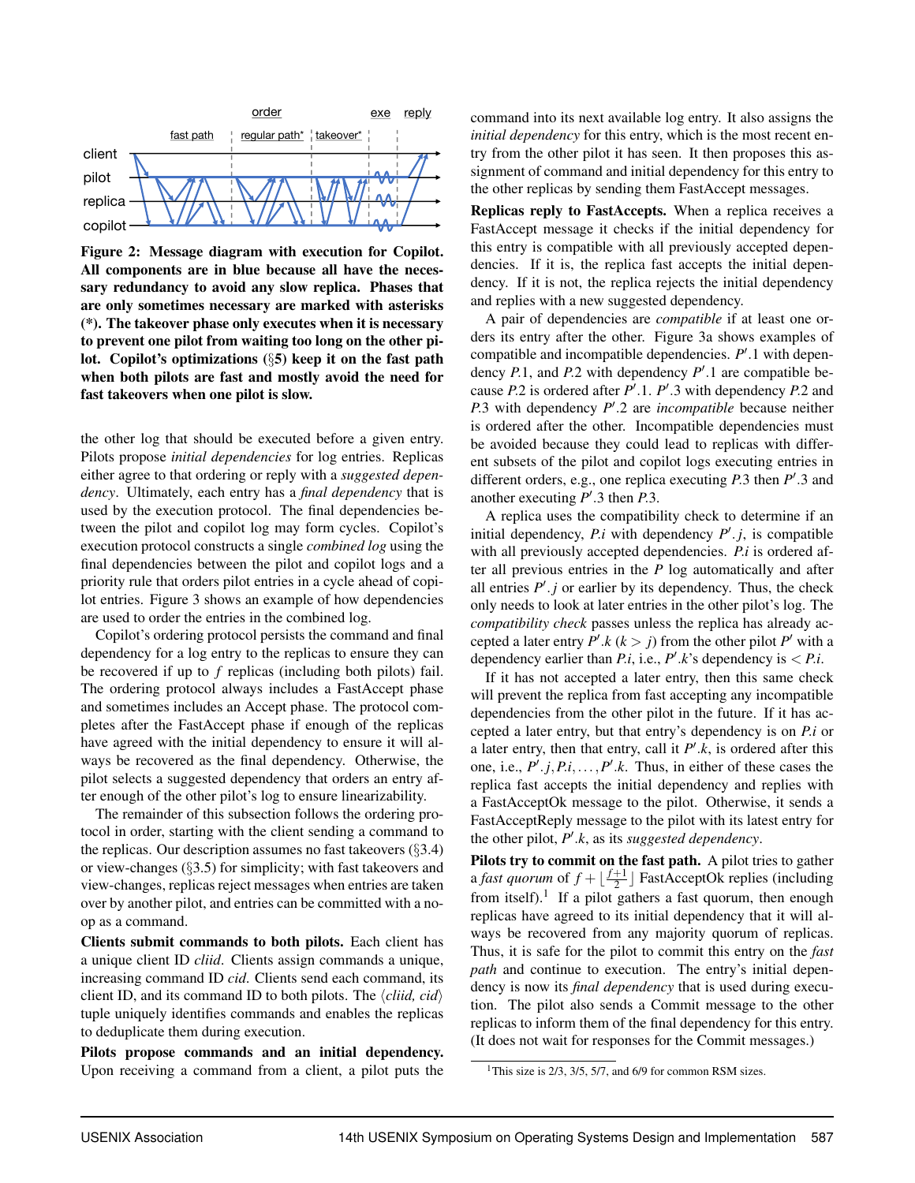**Figure 2: Message diagram with execution for Copilot. All components are in blue because all have the necessary redundancy to avoid any slow replica. Phases that are only sometimes necessary are marked with asterisks (*). The takeover phase only executes when it is necessary to prevent one pilot from waiting too long on the other pilot. Copilot's optimizations (§5) keep it on the fast path when both pilots are fast and mostly avoid the need for fast takeovers when one pilot is slow.**

the other log that should be executed before a given entry. Pilots propose *initial dependencies* for log entries. Replicas either agree to that ordering or reply with a *suggested dependency*. Ultimately, each entry has a *final dependency* that is used by the execution protocol. The final dependencies between the pilot and copilot log may form cycles. Copilot's execution protocol constructs a single *combined log* using the final dependencies between the pilot and copilot logs and a priority rule that orders pilot entries in a cycle ahead of copilot entries. Figure 3 shows an example of how dependencies are used to order the entries in the combined log.

Copilot's ordering protocol persists the command and final dependency for a log entry to the replicas to ensure they can be recovered if up to $f$ replicas (including both pilots) fail. The ordering protocol always includes a FastAccept phase and sometimes includes an Accept phase. The protocol completes after the FastAccept phase if enough of the replicas have agreed with the initial dependency to ensure it will always be recovered as the final dependency. Otherwise, the pilot selects a suggested dependency that orders an entry after enough of the other pilot's log to ensure linearizability.

The remainder of this subsection follows the ordering protocol in order, starting with the client sending a command to the replicas. Our description assumes no fast takeovers (§3.4) or view-changes (§3.5) for simplicity; with fast takeovers and view-changes, replicas reject messages when entries are taken over by another pilot, and entries can be committed with a no-op as a command.

**Clients submit commands to both pilots.** Each client has a unique client ID *cliid*. Clients assign commands a unique, increasing command ID *cid*. Clients send each command, its client ID, and its command ID to both pilots. The $\langle cliid, cid \rangle$ tuple uniquely identifies commands and enables the replicas to deduplicate them during execution.

**Pilots propose commands and an initial dependency.** Upon receiving a command from a client, a pilot puts the command into its next available log entry. It also assigns the *initial dependency* for this entry, which is the most recent entry from the other pilot it has seen. It then proposes this assignment of command and initial dependency for this entry to the other replicas by sending them FastAccept messages.

**Replicas reply to FastAccepts.** When a replica receives a FastAccept message it checks if the initial dependency for this entry is compatible with all previously accepted dependencies. If it is, the replica fast accepts the initial dependency. If it is not, the replica rejects the initial dependency and replies with a new suggested dependency.

A pair of dependencies are *compatible* if at least one orders its entry after the other. Figure 3a shows examples of compatible and incompatible dependencies. $P'.1$ with dependency $P.1$, and $P.2$ with dependency $P'.1$ are compatible because $P.2$ is ordered after $P'.1$. $P'.3$ with dependency $P.2$ and $P.3$ with dependency $P'.2$ are *incompatible* because neither is ordered after the other. Incompatible dependencies must be avoided because they could lead to replicas with different subsets of the pilot and copilot logs executing entries in different orders, e.g., one replica executing $P.3$ then $P'.3$ and another executing $P'.3$ then $P.3$.

A replica uses the compatibility check to determine if an initial dependency, $P.i$ with dependency $P'.j$, is compatible with all previously accepted dependencies. $P.i$ is ordered after all previous entries in the $P$ log automatically and after all entries $P'.j$ or earlier by its dependency. Thus, the check only needs to look at later entries in the other pilot's log. The *compatibility check* passes unless the replica has already accepted a later entry $P'.k$ ($k > j$) from the other pilot $P'$ with a dependency earlier than $P.i$, i.e., $P'.k$'s dependency is $< P.i$.

If it has not accepted a later entry, then this same check will prevent the replica from fast accepting any incompatible dependencies from the other pilot in the future. If it has accepted a later entry, but that entry's dependency is on $P.i$ or a later entry, then that entry, call it $P'.k$, is ordered after this one, i.e., $P'.j, P.i, \ldots, P'.k$. Thus, in either of these cases the replica fast accepts the initial dependency and replies with a FastAcceptOk message to the pilot. Otherwise, it sends a FastAcceptReply message to the pilot with its latest entry for the other pilot, $P'.k$, as its *suggested dependency*.

**Pilots try to commit on the fast path.** A pilot tries to gather a *fast quorum* of $f + \lfloor \frac{f+1}{2} \rfloor$ FastAcceptOk replies (including from itself).[1] If a pilot gathers a fast quorum, then enough replicas have agreed to its initial dependency that it will always be recovered from any majority quorum of replicas. Thus, it is safe for the pilot to commit this entry on the *fast path* and continue to execution. The entry's initial dependency is now its *final dependency* that is used during execution. The pilot also sends a Commit message to the other replicas to inform them of the final dependency for this entry. (It does not wait for responses for the Commit messages.)

[1] This size is 2/3, 3/5, 5/7, and 6/9 for common RSM sizes.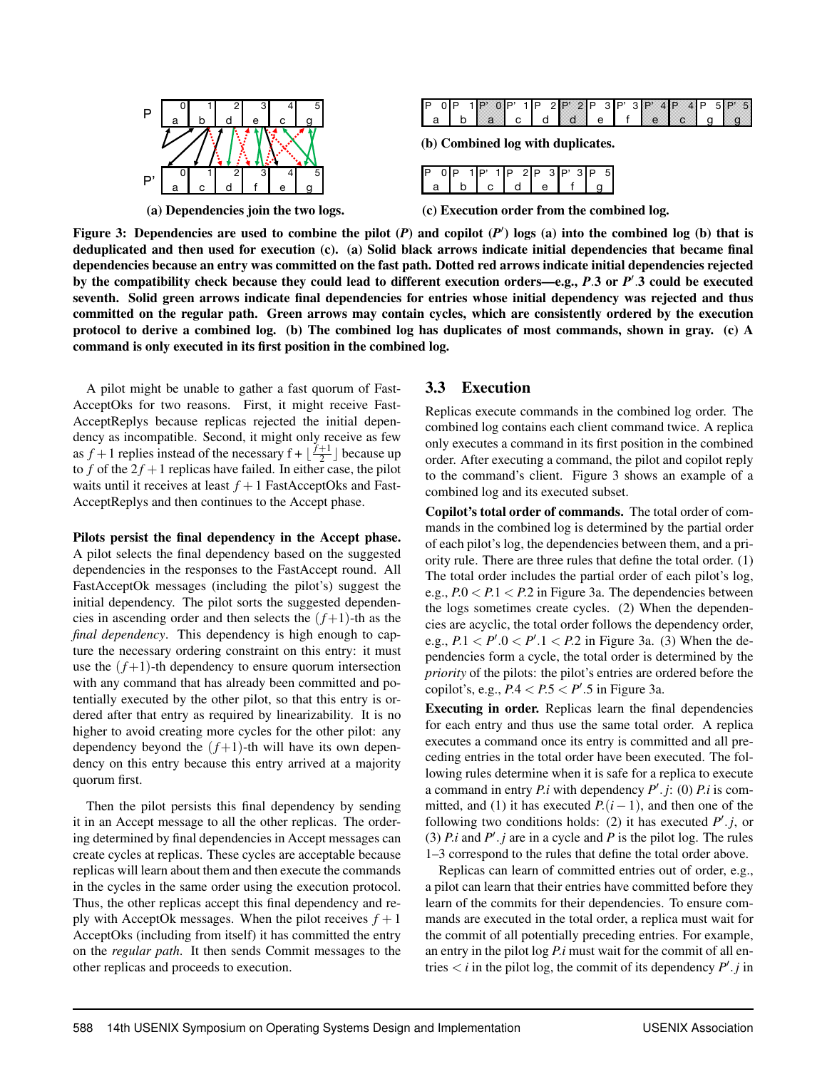**(a) Dependencies join the two logs.**

| P 0 | P 1 | P' 0 | P' 1 | P 2 | P' 2 | P 3 | P' 3 | P' 4 | P 4 | P 5 | P' 5 |
|---|---|---|---|---|---|---|---|---|---|---|---|
| a | b | a | c | d | d | e | f | e | c | g | g |

**(b) Combined log with duplicates.**

| P 0 | P 1 | P' 1 | P 2 | P 3 | P' 3 | P 5 |
|---|---|---|---|---|---|---|
| a | b | c | d | e | f | g |

**(c) Execution order from the combined log.**

**Figure 3: Dependencies are used to combine the pilot ($P$) and copilot ($P'$) logs (a) into the combined log (b) that is deduplicated and then used for execution (c). (a) Solid black arrows indicate initial dependencies that became final dependencies because an entry was committed on the fast path. Dotted red arrows indicate initial dependencies rejected by the compatibility check because they could lead to different execution orders—e.g., $P.3$ or $P'.3$ could be executed seventh. Solid green arrows indicate final dependencies for entries whose initial dependency was rejected and thus committed on the regular path. Green arrows may contain cycles, which are consistently ordered by the execution protocol to derive a combined log. (b) The combined log has duplicates of most commands, shown in gray. (c) A command is only executed in its first position in the combined log.**

A pilot might be unable to gather a fast quorum of FastAcceptOks for two reasons. First, it might receive FastAcceptReplys because replicas rejected the initial dependency as incompatible. Second, it might only receive as few as $f+1$ replies instead of the necessary $f + \lfloor \frac{f+1}{2} \rfloor$ because up to $f$ of the $2f+1$ replicas have failed. In either case, the pilot waits until it receives at least $f+1$ FastAcceptOks and FastAcceptReplys and then continues to the Accept phase.

**Pilots persist the final dependency in the Accept phase.** A pilot selects the final dependency based on the suggested dependencies in the responses to the FastAccept round. All FastAcceptOk messages (including the pilot's) suggest the initial dependency. The pilot sorts the suggested dependencies in ascending order and then selects the $(f+1)$-th as the *final dependency*. This dependency is high enough to capture the necessary ordering constraint on this entry: it must use the $(f+1)$-th dependency to ensure quorum intersection with any command that has already been committed and potentially executed by the other pilot, so that this entry is ordered after that entry as required by linearizability. It is no higher to avoid creating more cycles for the other pilot: any dependency beyond the $(f+1)$-th will have its own dependency on this entry because this entry arrived at a majority quorum first.

Then the pilot persists this final dependency by sending it in an Accept message to all the other replicas. The ordering determined by final dependencies in Accept messages can create cycles at replicas. These cycles are acceptable because replicas will learn about them and then execute the commands in the cycles in the same order using the execution protocol. Thus, the other replicas accept this final dependency and reply with AcceptOk messages. When the pilot receives $f+1$ AcceptOks (including from itself) it has committed the entry on the *regular path*. It then sends Commit messages to the other replicas and proceeds to execution.

## 3.3 Execution

Replicas execute commands in the combined log order. The combined log contains each client command twice. A replica only executes a command in its first position in the combined order. After executing a command, the pilot and copilot reply to the command's client. Figure 3 shows an example of a combined log and its executed subset.

**Copilot's total order of commands.** The total order of commands in the combined log is determined by the partial order of each pilot's log, the dependencies between them, and a priority rule. There are three rules that define the total order. (1) The total order includes the partial order of each pilot's log, e.g., $P.0 < P.1 < P.2$ in Figure 3a. The dependencies between the logs sometimes create cycles. (2) When the dependencies are acyclic, the total order follows the dependency order, e.g., $P.1 < P'.0 < P'.1 < P.2$ in Figure 3a. (3) When the dependencies form a cycle, the total order is determined by the *priority* of the pilots: the pilot's entries are ordered before the copilot's, e.g., $P.4 < P.5 < P'.5$ in Figure 3a.

**Executing in order.** Replicas learn the final dependencies for each entry and thus use the same total order. A replica executes a command once its entry is committed and all preceding entries in the total order have been executed. The following rules determine when it is safe for a replica to execute a command in entry $P.i$ with dependency $P'.j$: (0) $P.i$ is committed, and (1) it has executed $P.(i-1)$, and then one of the following two conditions holds: (2) it has executed $P'.j$, or (3) $P.i$ and $P'.j$ are in a cycle and $P$ is the pilot log. The rules 1–3 correspond to the rules that define the total order above.

Replicas can learn of committed entries out of order, e.g., a pilot can learn that their entries have committed before they learn of the commits for their dependencies. To ensure commands are executed in the total order, a replica must wait for the commit of all potentially preceding entries. For example, an entry in the pilot log $P.i$ must wait for the commit of all entries $< i$ in the pilot log, the commit of its dependency $P'.j$ in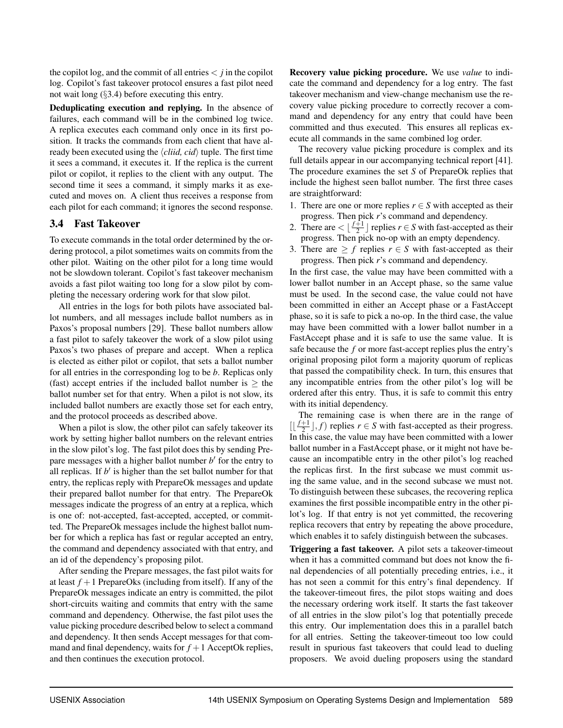the copilot log, and the commit of all entries $< j$ in the copilot log. Copilot's fast takeover protocol ensures a fast pilot need not wait long (§3.4) before executing this entry.

**Deduplicating execution and replying.** In the absence of failures, each command will be in the combined log twice. A replica executes each command only once in its first position. It tracks the commands from each client that have already been executed using the $\langle cliid, cid \rangle$ tuple. The first time it sees a command, it executes it. If the replica is the current pilot or copilot, it replies to the client with any output. The second time it sees a command, it simply marks it as executed and moves on. A client thus receives a response from each pilot for each command; it ignores the second response.

### 3.4 Fast Takeover

To execute commands in the total order determined by the ordering protocol, a pilot sometimes waits on commits from the other pilot. Waiting on the other pilot for a long time would not be slowdown tolerant. Copilot's fast takeover mechanism avoids a fast pilot waiting too long for a slow pilot by completing the necessary ordering work for that slow pilot.

All entries in the logs for both pilots have associated ballot numbers, and all messages include ballot numbers as in Paxos's proposal numbers [29]. These ballot numbers allow a fast pilot to safely takeover the work of a slow pilot using Paxos's two phases of prepare and accept. When a replica is elected as either pilot or copilot, that sets a ballot number for all entries in the corresponding log to be $b$. Replicas only (fast) accept entries if the included ballot number is $\geq$ the ballot number set for that entry. When a pilot is not slow, its included ballot numbers are exactly those set for each entry, and the protocol proceeds as described above.

When a pilot is slow, the other pilot can safely takeover its work by setting higher ballot numbers on the relevant entries in the slow pilot's log. The fast pilot does this by sending Prepare messages with a higher ballot number $b'$ for the entry to all replicas. If $b'$ is higher than the set ballot number for that entry, the replicas reply with PrepareOk messages and update their prepared ballot number for that entry. The PrepareOk messages indicate the progress of an entry at a replica, which is one of: not-accepted, fast-accepted, accepted, or committed. The PrepareOk messages include the highest ballot number for which a replica has fast or regular accepted an entry, the command and dependency associated with that entry, and an id of the dependency's proposing pilot.

After sending the Prepare messages, the fast pilot waits for at least $f+1$ PrepareOks (including from itself). If any of the PrepareOk messages indicate an entry is committed, the pilot short-circuits waiting and commits that entry with the same command and dependency. Otherwise, the fast pilot uses the value picking procedure described below to select a command and dependency. It then sends Accept messages for that command and final dependency, waits for $f+1$ AcceptOk replies, and then continues the execution protocol.

**Recovery value picking procedure.** We use *value* to indicate the command and dependency for a log entry. The fast takeover mechanism and view-change mechanism use the recovery value picking procedure to correctly recover a command and dependency for any entry that could have been committed and thus executed. This ensures all replicas execute all commands in the same combined log order.

The recovery value picking procedure is complex and its full details appear in our accompanying technical report [41]. The procedure examines the set $S$ of PrepareOk replies that include the highest seen ballot number. The first three cases are straightforward:

1. There are one or more replies $r \in S$ with accepted as their progress. Then pick $r$'s command and dependency.
2. There are $< \lfloor \frac{f+1}{2} \rfloor$ replies $r \in S$ with fast-accepted as their progress. Then pick no-op with an empty dependency.
3. There are $\geq f$ replies $r \in S$ with fast-accepted as their progress. Then pick $r$'s command and dependency.

In the first case, the value may have been committed with a lower ballot number in an Accept phase, so the same value must be used. In the second case, the value could not have been committed in either an Accept phase or a FastAccept phase, so it is safe to pick a no-op. In the third case, the value may have been committed with a lower ballot number in a FastAccept phase and it is safe to use the same value. It is safe because the $f$ or more fast-accept replies plus the entry's original proposing pilot form a majority quorum of replicas that passed the compatibility check. In turn, this ensures that any incompatible entries from the other pilot's log will be ordered after this entry. Thus, it is safe to commit this entry with its initial dependency.

The remaining case is when there are in the range of $[\lfloor \frac{f+1}{2} \rfloor, f)$ replies $r \in S$ with fast-accepted as their progress. In this case, the value may have been committed with a lower ballot number in a FastAccept phase, or it might not have because an incompatible entry in the other pilot's log reached the replicas first. In the first subcase we must commit using the same value, and in the second subcase we must not. To distinguish between these subcases, the recovering replica examines the first possible incompatible entry in the other pilot's log. If that entry is not yet committed, the recovering replica recovers that entry by repeating the above procedure, which enables it to safely distinguish between the subcases.

**Triggering a fast takeover.** A pilot sets a takeover-timeout after it has a committed command but does not know the final dependencies of all potentially preceding entries, i.e., it has not seen a commit for this entry's final dependency. If the takeover-timeout fires, the pilot stops waiting and does the necessary ordering work itself. It starts the fast takeover of all entries in the slow pilot's log that potentially precede this entry. Our implementation does this in a parallel batch for all entries. Setting the takeover-timeout too low could result in spurious fast takeovers that could lead to dueling proposers. We avoid dueling proposers using the standard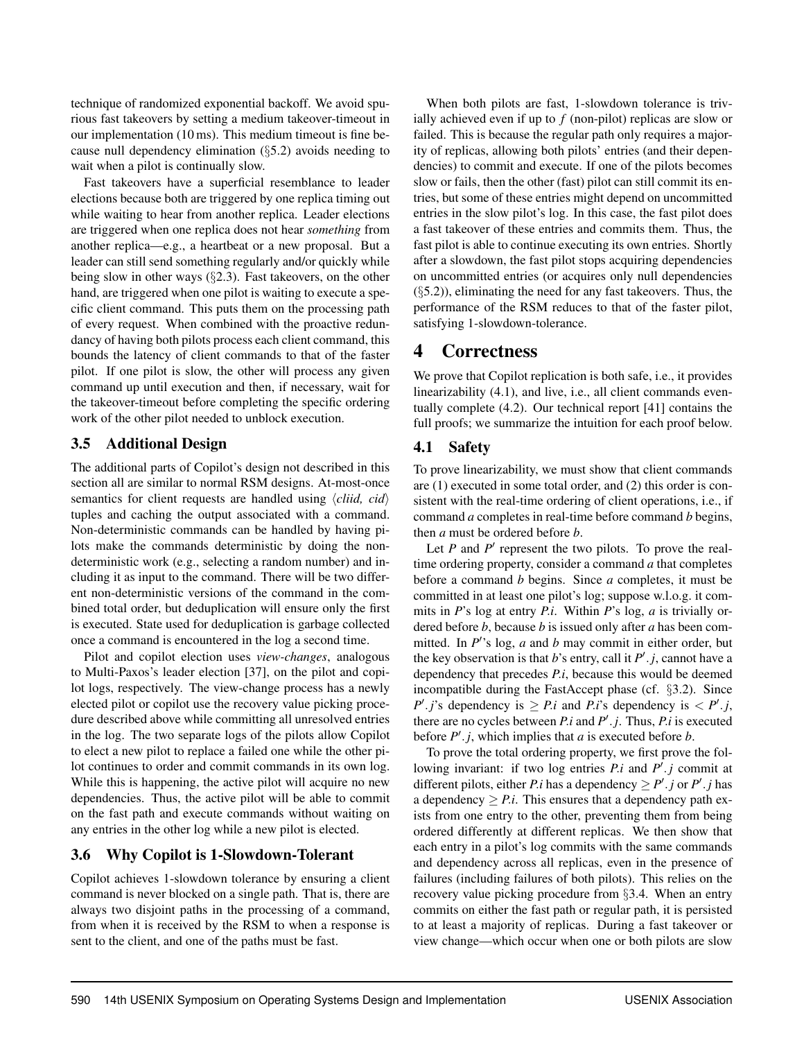technique of randomized exponential backoff. We avoid spurious fast takeovers by setting a medium takeover-timeout in our implementation (10 ms). This medium timeout is fine because null dependency elimination (§5.2) avoids needing to wait when a pilot is continually slow.

Fast takeovers have a superficial resemblance to leader elections because both are triggered by one replica timing out while waiting to hear from another replica. Leader elections are triggered when one replica does not hear *something* from another replica—e.g., a heartbeat or a new proposal. But a leader can still send something regularly and/or quickly while being slow in other ways (§2.3). Fast takeovers, on the other hand, are triggered when one pilot is waiting to execute a specific client command. This puts them on the processing path of every request. When combined with the proactive redundancy of having both pilots process each client command, this bounds the latency of client commands to that of the faster pilot. If one pilot is slow, the other will process any given command up until execution and then, if necessary, wait for the takeover-timeout before completing the specific ordering work of the other pilot needed to unblock execution.

### 3.5 Additional Design

The additional parts of Copilot's design not described in this section all are similar to normal RSM designs. At-most-once semantics for client requests are handled using $\langle$*cliid, cid*$\rangle$ tuples and caching the output associated with a command. Non-deterministic commands can be handled by having pilots make the commands deterministic by doing the non-deterministic work (e.g., selecting a random number) and including it as input to the command. There will be two different non-deterministic versions of the command in the combined total order, but deduplication will ensure only the first is executed. State used for deduplication is garbage collected once a command is encountered in the log a second time.

Pilot and copilot election uses *view-changes*, analogous to Multi-Paxos's leader election [37], on the pilot and copilot logs, respectively. The view-change process has a newly elected pilot or copilot use the recovery value picking procedure described above while committing all unresolved entries in the log. The two separate logs of the pilots allow Copilot to elect a new pilot to replace a failed one while the other pilot continues to order and commit commands in its own log. While this is happening, the active pilot will acquire no new dependencies. Thus, the active pilot will be able to commit on the fast path and execute commands without waiting on any entries in the other log while a new pilot is elected.

### 3.6 Why Copilot is 1-Slowdown-Tolerant

Copilot achieves 1-slowdown tolerance by ensuring a client command is never blocked on a single path. That is, there are always two disjoint paths in the processing of a command, from when it is received by the RSM to when a response is sent to the client, and one of the paths must be fast.

When both pilots are fast, 1-slowdown tolerance is trivially achieved even if up to $f$ (non-pilot) replicas are slow or failed. This is because the regular path only requires a majority of replicas, allowing both pilots' entries (and their dependencies) to commit and execute. If one of the pilots becomes slow or fails, then the other (fast) pilot can still commit its entries, but some of these entries might depend on uncommitted entries in the slow pilot's log. In this case, the fast pilot does a fast takeover of these entries and commits them. Thus, the fast pilot is able to continue executing its own entries. Shortly after a slowdown, the fast pilot stops acquiring dependencies on uncommitted entries (or acquires only null dependencies (§5.2)), eliminating the need for any fast takeovers. Thus, the performance of the RSM reduces to that of the faster pilot, satisfying 1-slowdown-tolerance.

## 4 Correctness

We prove that Copilot replication is both safe, i.e., it provides linearizability (4.1), and live, i.e., all client commands eventually complete (4.2). Our technical report [41] contains the full proofs; we summarize the intuition for each proof below.

### 4.1 Safety

To prove linearizability, we must show that client commands are (1) executed in some total order, and (2) this order is consistent with the real-time ordering of client operations, i.e., if command *a* completes in real-time before command *b* begins, then *a* must be ordered before *b*.

Let $P$ and $P'$ represent the two pilots. To prove the real-time ordering property, consider a command *a* that completes before a command *b* begins. Since *a* completes, it must be committed in at least one pilot's log; suppose w.l.o.g. it commits in $P$'s log at entry $P.i$. Within $P$'s log, *a* is trivially ordered before *b*, because *b* is issued only after *a* has been committed. In $P'$'s log, *a* and *b* may commit in either order, but the key observation is that *b*'s entry, call it $P'.j$, cannot have a dependency that precedes $P.i$, because this would be deemed incompatible during the FastAccept phase (cf. §3.2). Since $P'.j$'s dependency is $\geq P.i$ and $P.i$'s dependency is $< P'.j$, there are no cycles between $P.i$ and $P'.j$. Thus, $P.i$ is executed before $P'.j$, which implies that *a* is executed before *b*.

To prove the total ordering property, we first prove the following invariant: if two log entries $P.i$ and $P'.j$ commit at different pilots, either $P.i$ has a dependency $\geq P'.j$ or $P'.j$ has a dependency $\geq P.i$. This ensures that a dependency path exists from one entry to the other, preventing them from being ordered differently at different replicas. We then show that each entry in a pilot's log commits with the same commands and dependency across all replicas, even in the presence of failures (including failures of both pilots). This relies on the recovery value picking procedure from §3.4. When an entry commits on either the fast path or regular path, it is persisted to at least a majority of replicas. During a fast takeover or view change—which occur when one or both pilots are slow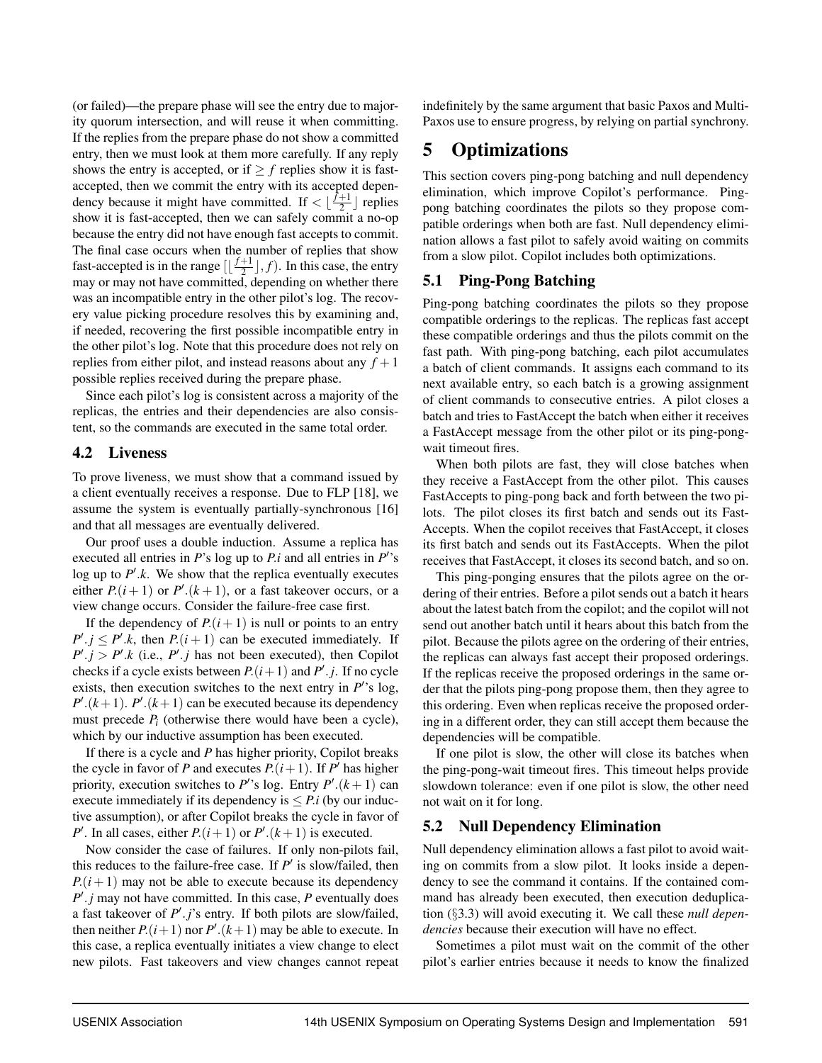(or failed)—the prepare phase will see the entry due to majority quorum intersection, and will reuse it when committing. If the replies from the prepare phase do not show a committed entry, then we must look at them more carefully. If any reply shows the entry is accepted, or if $\geq f$ replies show it is fast-accepted, then we commit the entry with its accepted dependency because it might have committed. If $< \lfloor \frac{f+1}{2} \rfloor$ replies show it is fast-accepted, then we can safely commit a no-op because the entry did not have enough fast accepts to commit. The final case occurs when the number of replies that show fast-accepted is in the range $[\lfloor \frac{f+1}{2} \rfloor, f)$. In this case, the entry may or may not have committed, depending on whether there was an incompatible entry in the other pilot's log. The recovery value picking procedure resolves this by examining and, if needed, recovering the first possible incompatible entry in the other pilot's log. Note that this procedure does not rely on replies from either pilot, and instead reasons about any $f+1$ possible replies received during the prepare phase.

Since each pilot's log is consistent across a majority of the replicas, the entries and their dependencies are also consistent, so the commands are executed in the same total order.

### 4.2 Liveness

To prove liveness, we must show that a command issued by a client eventually receives a response. Due to FLP [18], we assume the system is eventually partially-synchronous [16] and that all messages are eventually delivered.

Our proof uses a double induction. Assume a replica has executed all entries in $P$'s log up to $P.i$ and all entries in $P'$'s log up to $P'.k$. We show that the replica eventually executes either $P.(i+1)$ or $P'.(k+1)$, or a fast takeover occurs, or a view change occurs. Consider the failure-free case first.

If the dependency of $P.(i+1)$ is null or points to an entry $P'.j \leq P'.k$, then $P.(i+1)$ can be executed immediately. If $P'.j > P'.k$ (i.e., $P'.j$ has not been executed), then Copilot checks if a cycle exists between $P.(i+1)$ and $P'.j$. If no cycle exists, then execution switches to the next entry in $P'$'s log, $P'.(k+1)$. $P'.(k+1)$ can be executed because its dependency must precede $P_i$ (otherwise there would have been a cycle), which by our inductive assumption has been executed.

If there is a cycle and $P$ has higher priority, Copilot breaks the cycle in favor of $P$ and executes $P.(i+1)$. If $P'$ has higher priority, execution switches to $P'$'s log. Entry $P'.(k+1)$ can execute immediately if its dependency is $\leq P.i$ (by our inductive assumption), or after Copilot breaks the cycle in favor of $P'$. In all cases, either $P.(i+1)$ or $P'.(k+1)$ is executed.

Now consider the case of failures. If only non-pilots fail, this reduces to the failure-free case. If $P'$ is slow/failed, then $P.(i+1)$ may not be able to execute because its dependency $P'.j$ may not have committed. In this case, $P$ eventually does a fast takeover of $P'.j$'s entry. If both pilots are slow/failed, then neither $P.(i+1)$ nor $P'.(k+1)$ may be able to execute. In this case, a replica eventually initiates a view change to elect new pilots. Fast takeovers and view changes cannot repeat indefinitely by the same argument that basic Paxos and Multi-Paxos use to ensure progress, by relying on partial synchrony.

## 5 Optimizations

This section covers ping-pong batching and null dependency elimination, which improve Copilot's performance. Ping-pong batching coordinates the pilots so they propose compatible orderings when both are fast. Null dependency elimination allows a fast pilot to safely avoid waiting on commits from a slow pilot. Copilot includes both optimizations.

### 5.1 Ping-Pong Batching

Ping-pong batching coordinates the pilots so they propose compatible orderings to the replicas. The replicas fast accept these compatible orderings and thus the pilots commit on the fast path. With ping-pong batching, each pilot accumulates a batch of client commands. It assigns each command to its next available entry, so each batch is a growing assignment of client commands to consecutive entries. A pilot closes a batch and tries to FastAccept the batch when either it receives a FastAccept message from the other pilot or its ping-pong-wait timeout fires.

When both pilots are fast, they will close batches when they receive a FastAccept from the other pilot. This causes FastAccepts to ping-pong back and forth between the two pilots. The pilot closes its first batch and sends out its FastAccepts. When the copilot receives that FastAccept, it closes its first batch and sends out its FastAccepts. When the pilot receives that FastAccept, it closes its second batch, and so on.

This ping-ponging ensures that the pilots agree on the ordering of their entries. Before a pilot sends out a batch it hears about the latest batch from the copilot; and the copilot will not send out another batch until it hears about this batch from the pilot. Because the pilots agree on the ordering of their entries, the replicas can always fast accept their proposed orderings. If the replicas receive the proposed orderings in the same order that the pilots ping-pong propose them, then they agree to this ordering. Even when replicas receive the proposed ordering in a different order, they can still accept them because the dependencies will be compatible.

If one pilot is slow, the other will close its batches when the ping-pong-wait timeout fires. This timeout helps provide slowdown tolerance: even if one pilot is slow, the other need not wait on it for long.

### 5.2 Null Dependency Elimination

Null dependency elimination allows a fast pilot to avoid waiting on commits from a slow pilot. It looks inside a dependency to see the command it contains. If the contained command has already been executed, then execution deduplication (§3.3) will avoid executing it. We call these *null dependencies* because their execution will have no effect.

Sometimes a pilot must wait on the commit of the other pilot's earlier entries because it needs to know the finalized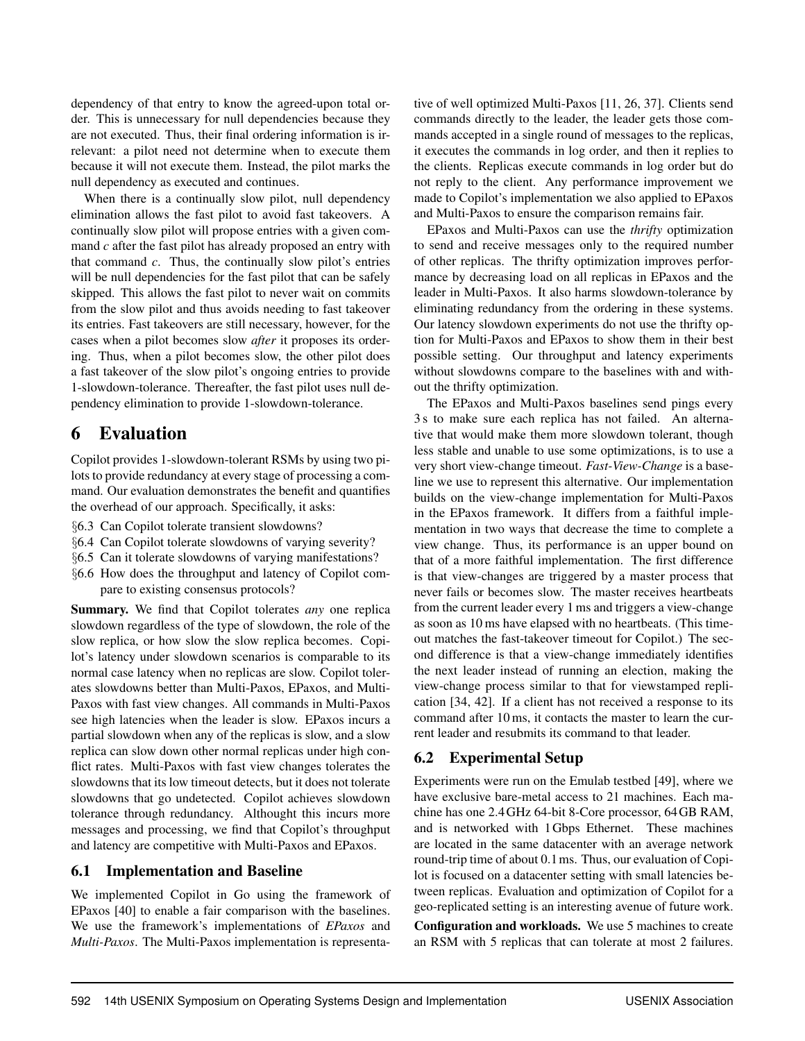dependency of that entry to know the agreed-upon total order. This is unnecessary for null dependencies because they are not executed. Thus, their final ordering information is irrelevant: a pilot need not determine when to execute them because it will not execute them. Instead, the pilot marks the null dependency as executed and continues.

When there is a continually slow pilot, null dependency elimination allows the fast pilot to avoid fast takeovers. A continually slow pilot will propose entries with a given command *c* after the fast pilot has already proposed an entry with that command *c*. Thus, the continually slow pilot's entries will be null dependencies for the fast pilot that can be safely skipped. This allows the fast pilot to never wait on commits from the slow pilot and thus avoids needing to fast takeover its entries. Fast takeovers are still necessary, however, for the cases when a pilot becomes slow *after* it proposes its ordering. Thus, when a pilot becomes slow, the other pilot does a fast takeover of the slow pilot's ongoing entries to provide 1-slowdown-tolerance. Thereafter, the fast pilot uses null dependency elimination to provide 1-slowdown-tolerance.

# 6 Evaluation

Copilot provides 1-slowdown-tolerant RSMs by using two pilots to provide redundancy at every stage of processing a command. Our evaluation demonstrates the benefit and quantifies the overhead of our approach. Specifically, it asks:

- §6.3 Can Copilot tolerate transient slowdowns?
- §6.4 Can Copilot tolerate slowdowns of varying severity?
- §6.5 Can it tolerate slowdowns of varying manifestations?
- §6.6 How does the throughput and latency of Copilot compare to existing consensus protocols?

**Summary.** We find that Copilot tolerates *any* one replica slowdown regardless of the type of slowdown, the role of the slow replica, or how slow the slow replica becomes. Copilot's latency under slowdown scenarios is comparable to its normal case latency when no replicas are slow. Copilot tolerates slowdowns better than Multi-Paxos, EPaxos, and Multi-Paxos with fast view changes. All commands in Multi-Paxos see high latencies when the leader is slow. EPaxos incurs a partial slowdown when any of the replicas is slow, and a slow replica can slow down other normal replicas under high conflict rates. Multi-Paxos with fast view changes tolerates the slowdowns that its low timeout detects, but it does not tolerate slowdowns that go undetected. Copilot achieves slowdown tolerance through redundancy. Althought this incurs more messages and processing, we find that Copilot's throughput and latency are competitive with Multi-Paxos and EPaxos.

## 6.1 Implementation and Baseline

We implemented Copilot in Go using the framework of EPaxos [40] to enable a fair comparison with the baselines. We use the framework's implementations of *EPaxos* and *Multi-Paxos*. The Multi-Paxos implementation is representative of well optimized Multi-Paxos [11, 26, 37]. Clients send commands directly to the leader, the leader gets those commands accepted in a single round of messages to the replicas, it executes the commands in log order, and then it replies to the clients. Replicas execute commands in log order but do not reply to the client. Any performance improvement we made to Copilot's implementation we also applied to EPaxos and Multi-Paxos to ensure the comparison remains fair.

EPaxos and Multi-Paxos can use the *thrifty* optimization to send and receive messages only to the required number of other replicas. The thrifty optimization improves performance by decreasing load on all replicas in EPaxos and the leader in Multi-Paxos. It also harms slowdown-tolerance by eliminating redundancy from the ordering in these systems. Our latency slowdown experiments do not use the thrifty option for Multi-Paxos and EPaxos to show them in their best possible setting. Our throughput and latency experiments without slowdowns compare to the baselines with and without the thrifty optimization.

The EPaxos and Multi-Paxos baselines send pings every 3 s to make sure each replica has not failed. An alternative that would make them more slowdown tolerant, though less stable and unable to use some optimizations, is to use a very short view-change timeout. *Fast-View-Change* is a baseline we use to represent this alternative. Our implementation builds on the view-change implementation for Multi-Paxos in the EPaxos framework. It differs from a faithful implementation in two ways that decrease the time to complete a view change. Thus, its performance is an upper bound on that of a more faithful implementation. The first difference is that view-changes are triggered by a master process that never fails or becomes slow. The master receives heartbeats from the current leader every 1 ms and triggers a view-change as soon as 10 ms have elapsed with no heartbeats. (This timeout matches the fast-takeover timeout for Copilot.) The second difference is that a view-change immediately identifies the next leader instead of running an election, making the view-change process similar to that for viewstamped replication [34, 42]. If a client has not received a response to its command after 10 ms, it contacts the master to learn the current leader and resubmits its command to that leader.

## 6.2 Experimental Setup

Experiments were run on the Emulab testbed [49], where we have exclusive bare-metal access to 21 machines. Each machine has one 2.4 GHz 64-bit 8-Core processor, 64 GB RAM, and is networked with 1 Gbps Ethernet. These machines are located in the same datacenter with an average network round-trip time of about 0.1 ms. Thus, our evaluation of Copilot is focused on a datacenter setting with small latencies between replicas. Evaluation and optimization of Copilot for a geo-replicated setting is an interesting avenue of future work.

**Configuration and workloads.** We use 5 machines to create an RSM with 5 replicas that can tolerate at most 2 failures.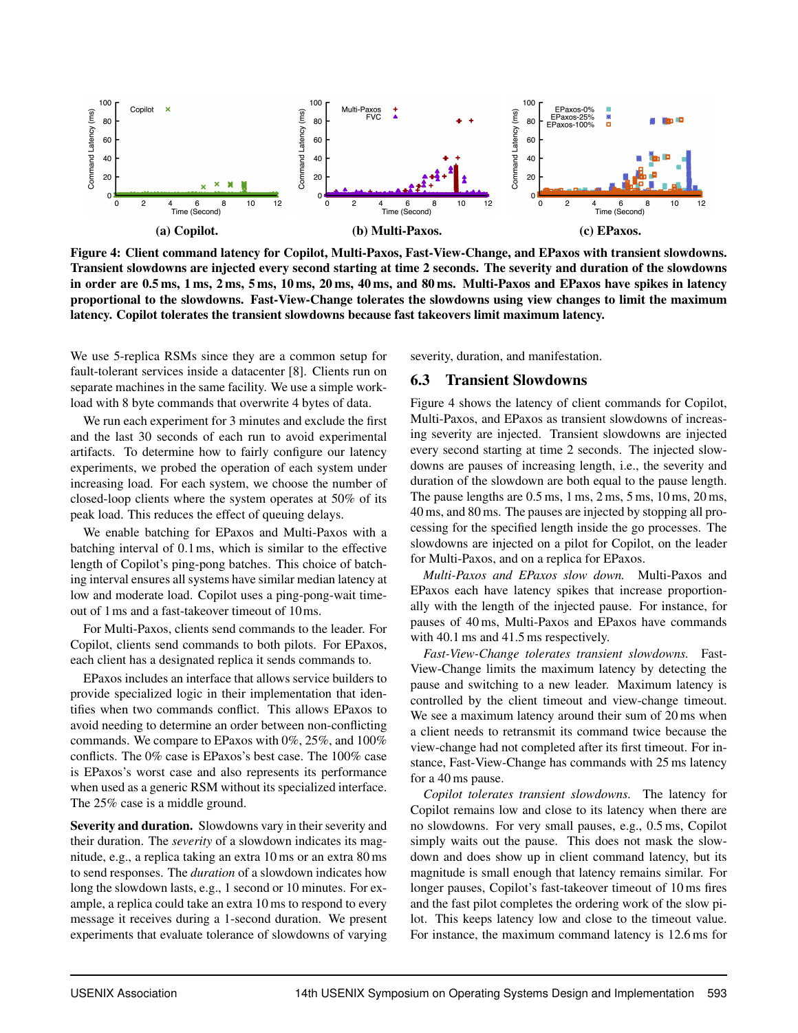(a) Copilot.

(b) Multi-Paxos.

(c) EPaxos.

**Figure 4: Client command latency for Copilot, Multi-Paxos, Fast-View-Change, and EPaxos with transient slowdowns. Transient slowdowns are injected every second starting at time 2 seconds. The severity and duration of the slowdowns in order are 0.5 ms, 1 ms, 2 ms, 5 ms, 10 ms, 20 ms, 40 ms, and 80 ms. Multi-Paxos and EPaxos have spikes in latency proportional to the slowdowns. Fast-View-Change tolerates the slowdowns using view changes to limit the maximum latency. Copilot tolerates the transient slowdowns because fast takeovers limit maximum latency.**

We use 5-replica RSMs since they are a common setup for fault-tolerant services inside a datacenter [8]. Clients run on separate machines in the same facility. We use a simple workload with 8 byte commands that overwrite 4 bytes of data.

We run each experiment for 3 minutes and exclude the first and the last 30 seconds of each run to avoid experimental artifacts. To determine how to fairly configure our latency experiments, we probed the operation of each system under increasing load. For each system, we choose the number of closed-loop clients where the system operates at 50% of its peak load. This reduces the effect of queuing delays.

We enable batching for EPaxos and Multi-Paxos with a batching interval of 0.1 ms, which is similar to the effective length of Copilot's ping-pong batches. This choice of batching interval ensures all systems have similar median latency at low and moderate load. Copilot uses a ping-pong-wait timeout of 1 ms and a fast-takeover timeout of 10 ms.

For Multi-Paxos, clients send commands to the leader. For Copilot, clients send commands to both pilots. For EPaxos, each client has a designated replica it sends commands to.

EPaxos includes an interface that allows service builders to provide specialized logic in their implementation that identifies when two commands conflict. This allows EPaxos to avoid needing to determine an order between non-conflicting commands. We compare to EPaxos with 0%, 25%, and 100% conflicts. The 0% case is EPaxos's best case. The 100% case is EPaxos's worst case and also represents its performance when used as a generic RSM without its specialized interface. The 25% case is a middle ground.

**Severity and duration.** Slowdowns vary in their severity and their duration. The *severity* of a slowdown indicates its magnitude, e.g., a replica taking an extra 10 ms or an extra 80 ms to send responses. The *duration* of a slowdown indicates how long the slowdown lasts, e.g., 1 second or 10 minutes. For example, a replica could take an extra 10 ms to respond to every message it receives during a 1-second duration. We present experiments that evaluate tolerance of slowdowns of varying severity, duration, and manifestation.

## 6.3 Transient Slowdowns

Figure 4 shows the latency of client commands for Copilot, Multi-Paxos, and EPaxos as transient slowdowns of increasing severity are injected. Transient slowdowns are injected every second starting at time 2 seconds. The injected slowdowns are pauses of increasing length, i.e., the severity and duration of the slowdown are both equal to the pause length. The pause lengths are 0.5 ms, 1 ms, 2 ms, 5 ms, 10 ms, 20 ms, 40 ms, and 80 ms. The pauses are injected by stopping all processing for the specified length inside the go processes. The slowdowns are injected on a pilot for Copilot, on the leader for Multi-Paxos, and on a replica for EPaxos.

*Multi-Paxos and EPaxos slow down.* Multi-Paxos and EPaxos each have latency spikes that increase proportionally with the length of the injected pause. For instance, for pauses of 40 ms, Multi-Paxos and EPaxos have commands with 40.1 ms and 41.5 ms respectively.

*Fast-View-Change tolerates transient slowdowns.* Fast-View-Change limits the maximum latency by detecting the pause and switching to a new leader. Maximum latency is controlled by the client timeout and view-change timeout. We see a maximum latency around their sum of 20 ms when a client needs to retransmit its command twice because the view-change had not completed after its first timeout. For instance, Fast-View-Change has commands with 25 ms latency for a 40 ms pause.

*Copilot tolerates transient slowdowns.* The latency for Copilot remains low and close to its latency when there are no slowdowns. For very small pauses, e.g., 0.5 ms, Copilot simply waits out the pause. This does not mask the slowdown and does show up in client command latency, but its magnitude is small enough that latency remains similar. For longer pauses, Copilot's fast-takeover timeout of 10 ms fires and the fast pilot completes the ordering work of the slow pilot. This keeps latency low and close to the timeout value. For instance, the maximum command latency is 12.6 ms for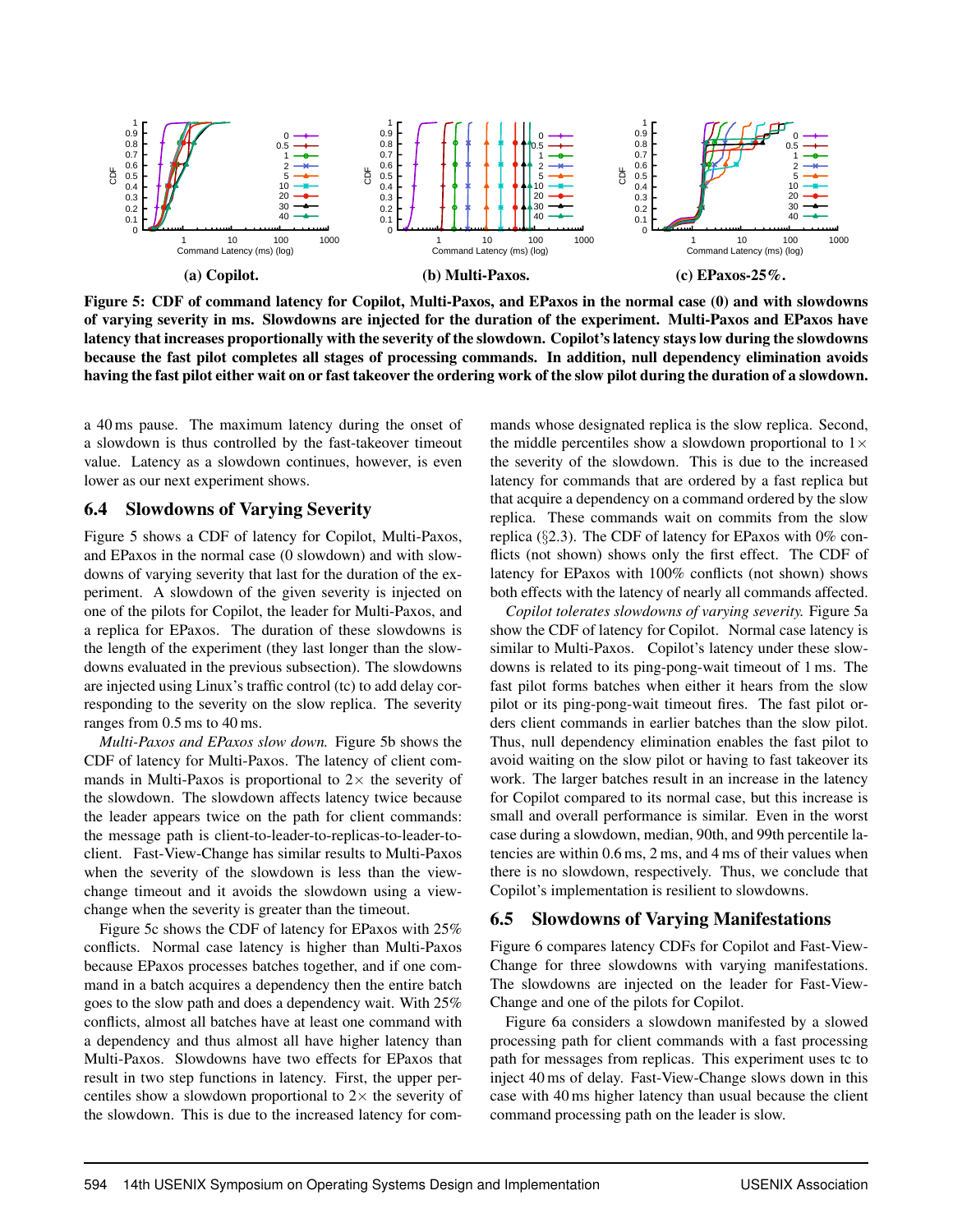**(a) Copilot.** **(b) Multi-Paxos.** **(c) EPaxos-25%.**

**Figure 5: CDF of command latency for Copilot, Multi-Paxos, and EPaxos in the normal case (0) and with slowdowns of varying severity in ms. Slowdowns are injected for the duration of the experiment. Multi-Paxos and EPaxos have latency that increases proportionally with the severity of the slowdown. Copilot's latency stays low during the slowdowns because the fast pilot completes all stages of processing commands. In addition, null dependency elimination avoids having the fast pilot either wait on or fast takeover the ordering work of the slow pilot during the duration of a slowdown.**

a 40 ms pause. The maximum latency during the onset of a slowdown is thus controlled by the fast-takeover timeout value. Latency as a slowdown continues, however, is even lower as our next experiment shows.

## 6.4 Slowdowns of Varying Severity

Figure 5 shows a CDF of latency for Copilot, Multi-Paxos, and EPaxos in the normal case (0 slowdown) and with slowdowns of varying severity that last for the duration of the experiment. A slowdown of the given severity is injected on one of the pilots for Copilot, the leader for Multi-Paxos, and a replica for EPaxos. The duration of these slowdowns is the length of the experiment (they last longer than the slowdowns evaluated in the previous subsection). The slowdowns are injected using Linux's traffic control (tc) to add delay corresponding to the severity on the slow replica. The severity ranges from 0.5 ms to 40 ms.

*Multi-Paxos and EPaxos slow down.* Figure 5b shows the CDF of latency for Multi-Paxos. The latency of client commands in Multi-Paxos is proportional to 2× the severity of the slowdown. The slowdown affects latency twice because the leader appears twice on the path for client commands: the message path is client-to-leader-to-replicas-to-leader-to-client. Fast-View-Change has similar results to Multi-Paxos when the severity of the slowdown is less than the view-change timeout and it avoids the slowdown using a view-change when the severity is greater than the timeout.

Figure 5c shows the CDF of latency for EPaxos with 25% conflicts. Normal case latency is higher than Multi-Paxos because EPaxos processes batches together, and if one command in a batch acquires a dependency then the entire batch goes to the slow path and does a dependency wait. With 25% conflicts, almost all batches have at least one command with a dependency and thus almost all have higher latency than Multi-Paxos. Slowdowns have two effects for EPaxos that result in two step functions in latency. First, the upper percentiles show a slowdown proportional to 2× the severity of the slowdown. This is due to the increased latency for commands whose designated replica is the slow replica. Second, the middle percentiles show a slowdown proportional to 1× the severity of the slowdown. This is due to the increased latency for commands that are ordered by a fast replica but that acquire a dependency on a command ordered by the slow replica. These commands wait on commits from the slow replica (§2.3). The CDF of latency for EPaxos with 0% conflicts (not shown) shows only the first effect. The CDF of latency for EPaxos with 100% conflicts (not shown) shows both effects with the latency of nearly all commands affected.

*Copilot tolerates slowdowns of varying severity.* Figure 5a show the CDF of latency for Copilot. Normal case latency is similar to Multi-Paxos. Copilot's latency under these slowdowns is related to its ping-pong-wait timeout of 1 ms. The fast pilot forms batches when either it hears from the slow pilot or its ping-pong-wait timeout fires. The fast pilot orders client commands in earlier batches than the slow pilot. Thus, null dependency elimination enables the fast pilot to avoid waiting on the slow pilot or having to fast takeover its work. The larger batches result in an increase in the latency for Copilot compared to its normal case, but this increase is small and overall performance is similar. Even in the worst case during a slowdown, median, 90th, and 99th percentile latencies are within 0.6 ms, 2 ms, and 4 ms of their values when there is no slowdown, respectively. Thus, we conclude that Copilot's implementation is resilient to slowdowns.

## 6.5 Slowdowns of Varying Manifestations

Figure 6 compares latency CDFs for Copilot and Fast-View-Change for three slowdowns with varying manifestations. The slowdowns are injected on the leader for Fast-View-Change and one of the pilots for Copilot.

Figure 6a considers a slowdown manifested by a slowed processing path for client commands with a fast processing path for messages from replicas. This experiment uses tc to inject 40 ms of delay. Fast-View-Change slows down in this case with 40 ms higher latency than usual because the client command processing path on the leader is slow.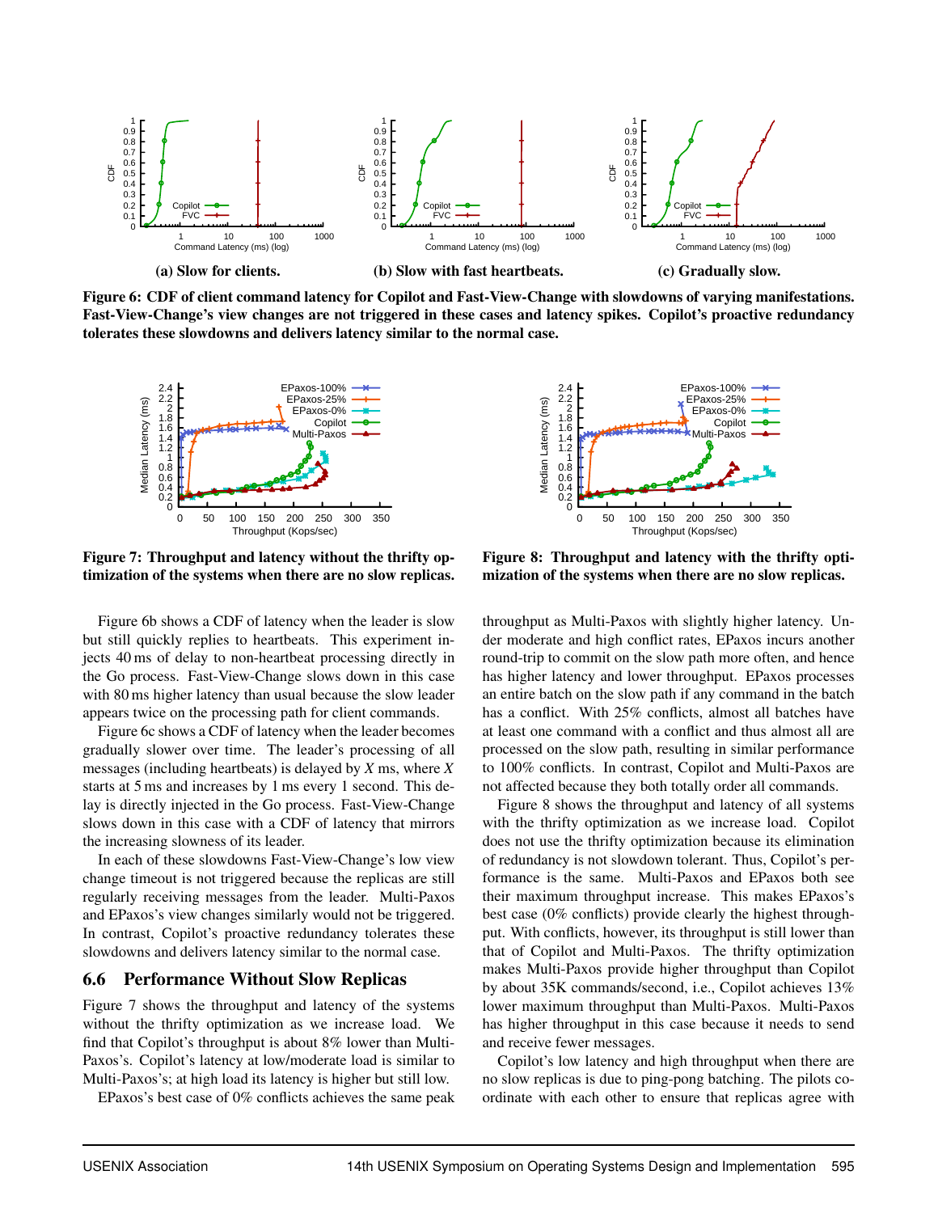(a) Slow for clients.

(b) Slow with fast heartbeats.

(c) Gradually slow.

**Figure 6: CDF of client command latency for Copilot and Fast-View-Change with slowdowns of varying manifestations. Fast-View-Change's view changes are not triggered in these cases and latency spikes. Copilot's proactive redundancy tolerates these slowdowns and delivers latency similar to the normal case.**

**Figure 7: Throughput and latency without the thrifty optimization of the systems when there are no slow replicas.**

**Figure 8: Throughput and latency with the thrifty optimization of the systems when there are no slow replicas.**

Figure 6b shows a CDF of latency when the leader is slow but still quickly replies to heartbeats. This experiment injects 40 ms of delay to non-heartbeat processing directly in the Go process. Fast-View-Change slows down in this case with 80 ms higher latency than usual because the slow leader appears twice on the processing path for client commands.

Figure 6c shows a CDF of latency when the leader becomes gradually slower over time. The leader's processing of all messages (including heartbeats) is delayed by $X$ ms, where $X$ starts at 5 ms and increases by 1 ms every 1 second. This delay is directly injected in the Go process. Fast-View-Change slows down in this case with a CDF of latency that mirrors the increasing slowness of its leader.

In each of these slowdowns Fast-View-Change's low view change timeout is not triggered because the replicas are still regularly receiving messages from the leader. Multi-Paxos and EPaxos's view changes similarly would not be triggered. In contrast, Copilot's proactive redundancy tolerates these slowdowns and delivers latency similar to the normal case.

## 6.6 Performance Without Slow Replicas

Figure 7 shows the throughput and latency of the systems without the thrifty optimization as we increase load. We find that Copilot's throughput is about 8% lower than Multi-Paxos's. Copilot's latency at low/moderate load is similar to Multi-Paxos's; at high load its latency is higher but still low.

EPaxos's best case of 0% conflicts achieves the same peak throughput as Multi-Paxos with slightly higher latency. Under moderate and high conflict rates, EPaxos incurs another round-trip to commit on the slow path more often, and hence has higher latency and lower throughput. EPaxos processes an entire batch on the slow path if any command in the batch has a conflict. With 25% conflicts, almost all batches have at least one command with a conflict and thus almost all are processed on the slow path, resulting in similar performance to 100% conflicts. In contrast, Copilot and Multi-Paxos are not affected because they both totally order all commands.

Figure 8 shows the throughput and latency of all systems with the thrifty optimization as we increase load. Copilot does not use the thrifty optimization because its elimination of redundancy is not slowdown tolerant. Thus, Copilot's performance is the same. Multi-Paxos and EPaxos both see their maximum throughput increase. This makes EPaxos's best case (0% conflicts) provide clearly the highest throughput. With conflicts, however, its throughput is still lower than that of Copilot and Multi-Paxos. The thrifty optimization makes Multi-Paxos provide higher throughput than Copilot by about 35K commands/second, i.e., Copilot achieves 13% lower maximum throughput than Multi-Paxos. Multi-Paxos has higher throughput in this case because it needs to send and receive fewer messages.

Copilot's low latency and high throughput when there are no slow replicas is due to ping-pong batching. The pilots coordinate with each other to ensure that replicas agree with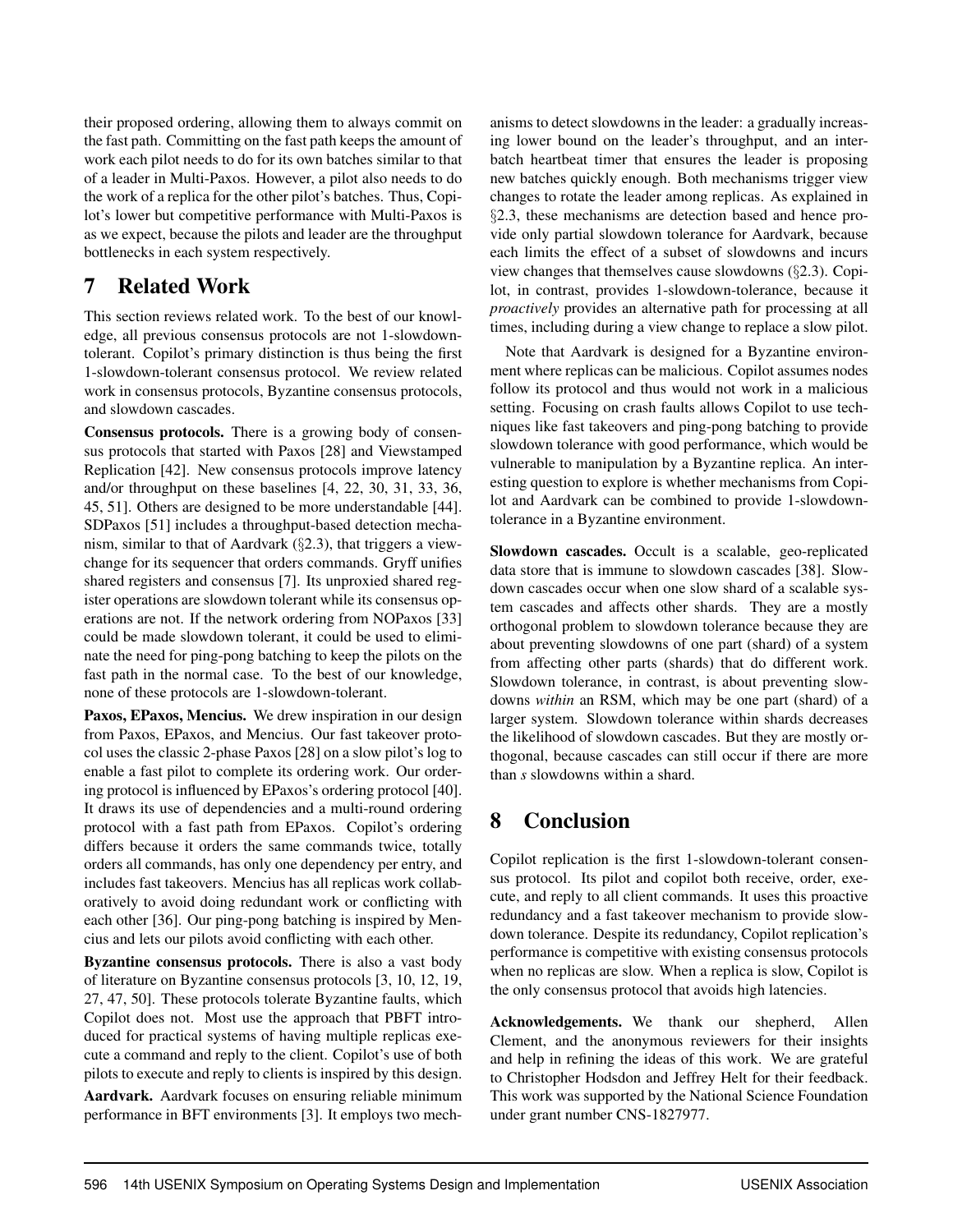their proposed ordering, allowing them to always commit on the fast path. Committing on the fast path keeps the amount of work each pilot needs to do for its own batches similar to that of a leader in Multi-Paxos. However, a pilot also needs to do the work of a replica for the other pilot's batches. Thus, Copilot's lower but competitive performance with Multi-Paxos is as we expect, because the pilots and leader are the throughput bottlenecks in each system respectively.

# 7 Related Work

This section reviews related work. To the best of our knowledge, all previous consensus protocols are not 1-slowdown-tolerant. Copilot's primary distinction is thus being the first 1-slowdown-tolerant consensus protocol. We review related work in consensus protocols, Byzantine consensus protocols, and slowdown cascades.

**Consensus protocols.** There is a growing body of consensus protocols that started with Paxos [28] and Viewstamped Replication [42]. New consensus protocols improve latency and/or throughput on these baselines [4, 22, 30, 31, 33, 36, 45, 51]. Others are designed to be more understandable [44]. SDPaxos [51] includes a throughput-based detection mechanism, similar to that of Aardvark (§2.3), that triggers a view-change for its sequencer that orders commands. Gryff unifies shared registers and consensus [7]. Its unproxied shared register operations are slowdown tolerant while its consensus operations are not. If the network ordering from NOPaxos [33] could be made slowdown tolerant, it could be used to eliminate the need for ping-pong batching to keep the pilots on the fast path in the normal case. To the best of our knowledge, none of these protocols are 1-slowdown-tolerant.

**Paxos, EPaxos, Mencius.** We drew inspiration in our design from Paxos, EPaxos, and Mencius. Our fast takeover protocol uses the classic 2-phase Paxos [28] on a slow pilot's log to enable a fast pilot to complete its ordering work. Our ordering protocol is influenced by EPaxos's ordering protocol [40]. It draws its use of dependencies and a multi-round ordering protocol with a fast path from EPaxos. Copilot's ordering differs because it orders the same commands twice, totally orders all commands, has only one dependency per entry, and includes fast takeovers. Mencius has all replicas work collaboratively to avoid doing redundant work or conflicting with each other [36]. Our ping-pong batching is inspired by Mencius and lets our pilots avoid conflicting with each other.

**Byzantine consensus protocols.** There is also a vast body of literature on Byzantine consensus protocols [3, 10, 12, 19, 27, 47, 50]. These protocols tolerate Byzantine faults, which Copilot does not. Most use the approach that PBFT introduced for practical systems of having multiple replicas execute a command and reply to the client. Copilot's use of both pilots to execute and reply to clients is inspired by this design.

**Aardvark.** Aardvark focuses on ensuring reliable minimum performance in BFT environments [3]. It employs two mechanisms to detect slowdowns in the leader: a gradually increasing lower bound on the leader's throughput, and an inter-batch heartbeat timer that ensures the leader is proposing new batches quickly enough. Both mechanisms trigger view changes to rotate the leader among replicas. As explained in §2.3, these mechanisms are detection based and hence provide only partial slowdown tolerance for Aardvark, because each limits the effect of a subset of slowdowns and incurs view changes that themselves cause slowdowns (§2.3). Copilot, in contrast, provides 1-slowdown-tolerance, because it *proactively* provides an alternative path for processing at all times, including during a view change to replace a slow pilot.

Note that Aardvark is designed for a Byzantine environment where replicas can be malicious. Copilot assumes nodes follow its protocol and thus would not work in a malicious setting. Focusing on crash faults allows Copilot to use techniques like fast takeovers and ping-pong batching to provide slowdown tolerance with good performance, which would be vulnerable to manipulation by a Byzantine replica. An interesting question to explore is whether mechanisms from Copilot and Aardvark can be combined to provide 1-slowdown-tolerance in a Byzantine environment.

**Slowdown cascades.** Occult is a scalable, geo-replicated data store that is immune to slowdown cascades [38]. Slowdown cascades occur when one slow shard of a scalable system cascades and affects other shards. They are a mostly orthogonal problem to slowdown tolerance because they are about preventing slowdowns of one part (shard) of a system from affecting other parts (shards) that do different work. Slowdown tolerance, in contrast, is about preventing slowdowns *within* an RSM, which may be one part (shard) of a larger system. Slowdown tolerance within shards decreases the likelihood of slowdown cascades. But they are mostly orthogonal, because cascades can still occur if there are more than $s$ slowdowns within a shard.

# 8 Conclusion

Copilot replication is the first 1-slowdown-tolerant consensus protocol. Its pilot and copilot both receive, order, execute, and reply to all client commands. It uses this proactive redundancy and a fast takeover mechanism to provide slowdown tolerance. Despite its redundancy, Copilot replication's performance is competitive with existing consensus protocols when no replicas are slow. When a replica is slow, Copilot is the only consensus protocol that avoids high latencies.

**Acknowledgements.** We thank our shepherd, Allen Clement, and the anonymous reviewers for their insights and help in refining the ideas of this work. We are grateful to Christopher Hodsdon and Jeffrey Helt for their feedback. This work was supported by the National Science Foundation under grant number CNS-1827977.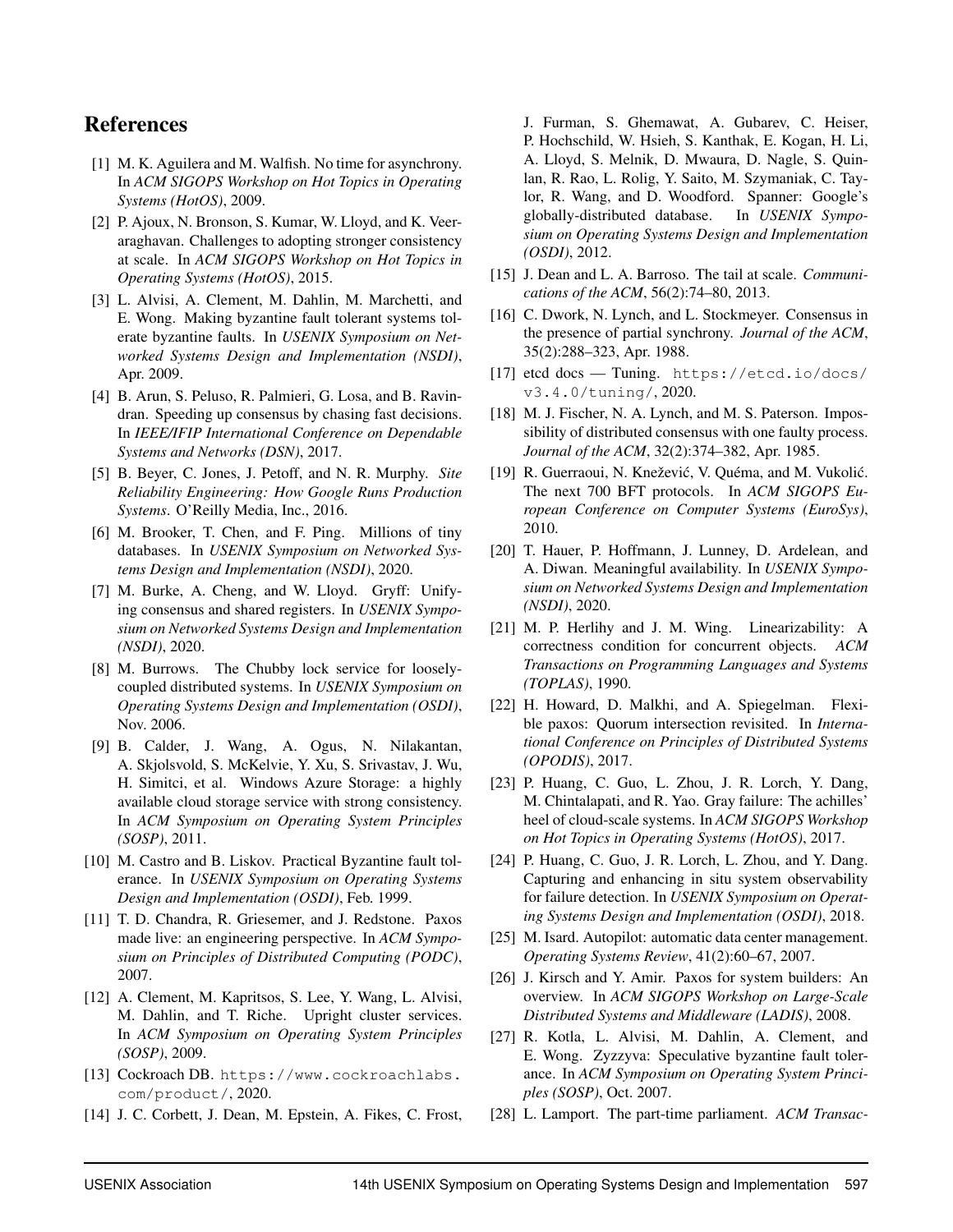## References

[1] M. K. Aguilera and M. Walfish. No time for asynchrony. In *ACM SIGOPS Workshop on Hot Topics in Operating Systems (HotOS)*, 2009.

[2] P. Ajoux, N. Bronson, S. Kumar, W. Lloyd, and K. Veeraraghavan. Challenges to adopting stronger consistency at scale. In *ACM SIGOPS Workshop on Hot Topics in Operating Systems (HotOS)*, 2015.

[3] L. Alvisi, A. Clement, M. Dahlin, M. Marchetti, and E. Wong. Making byzantine fault tolerant systems tolerate byzantine faults. In *USENIX Symposium on Networked Systems Design and Implementation (NSDI)*, Apr. 2009.

[4] B. Arun, S. Peluso, R. Palmieri, G. Losa, and B. Ravindran. Speeding up consensus by chasing fast decisions. In *IEEE/IFIP International Conference on Dependable Systems and Networks (DSN)*, 2017.

[5] B. Beyer, C. Jones, J. Petoff, and N. R. Murphy. *Site Reliability Engineering: How Google Runs Production Systems*. O'Reilly Media, Inc., 2016.

[6] M. Brooker, T. Chen, and F. Ping. Millions of tiny databases. In *USENIX Symposium on Networked Systems Design and Implementation (NSDI)*, 2020.

[7] M. Burke, A. Cheng, and W. Lloyd. Gryff: Unifying consensus and shared registers. In *USENIX Symposium on Networked Systems Design and Implementation (NSDI)*, 2020.

[8] M. Burrows. The Chubby lock service for loosely-coupled distributed systems. In *USENIX Symposium on Operating Systems Design and Implementation (OSDI)*, Nov. 2006.

[9] B. Calder, J. Wang, A. Ogus, N. Nilakantan, A. Skjolsvold, S. McKelvie, Y. Xu, S. Srivastav, J. Wu, H. Simitci, et al. Windows Azure Storage: a highly available cloud storage service with strong consistency. In *ACM Symposium on Operating System Principles (SOSP)*, 2011.

[10] M. Castro and B. Liskov. Practical Byzantine fault tolerance. In *USENIX Symposium on Operating Systems Design and Implementation (OSDI)*, Feb. 1999.

[11] T. D. Chandra, R. Griesemer, and J. Redstone. Paxos made live: an engineering perspective. In *ACM Symposium on Principles of Distributed Computing (PODC)*, 2007.

[12] A. Clement, M. Kapritsos, S. Lee, Y. Wang, L. Alvisi, M. Dahlin, and T. Riche. Upright cluster services. In *ACM Symposium on Operating System Principles (SOSP)*, 2009.

[13] Cockroach DB. `https://www.cockroachlabs.com/product/`, 2020.

[14] J. C. Corbett, J. Dean, M. Epstein, A. Fikes, C. Frost, J. Furman, S. Ghemawat, A. Gubarev, C. Heiser, P. Hochschild, W. Hsieh, S. Kanthak, E. Kogan, H. Li, A. Lloyd, S. Melnik, D. Mwaura, D. Nagle, S. Quinlan, R. Rao, L. Rolig, Y. Saito, M. Szymaniak, C. Taylor, R. Wang, and D. Woodford. Spanner: Google's globally-distributed database. In *USENIX Symposium on Operating Systems Design and Implementation (OSDI)*, 2012.

[15] J. Dean and L. A. Barroso. The tail at scale. *Communications of the ACM*, 56(2):74–80, 2013.

[16] C. Dwork, N. Lynch, and L. Stockmeyer. Consensus in the presence of partial synchrony. *Journal of the ACM*, 35(2):288–323, Apr. 1988.

[17] etcd docs — Tuning. `https://etcd.io/docs/v3.4.0/tuning/`, 2020.

[18] M. J. Fischer, N. A. Lynch, and M. S. Paterson. Impossibility of distributed consensus with one faulty process. *Journal of the ACM*, 32(2):374–382, Apr. 1985.

[19] R. Guerraoui, N. Knežević, V. Quéma, and M. Vukolić. The next 700 BFT protocols. In *ACM SIGOPS European Conference on Computer Systems (EuroSys)*, 2010.

[20] T. Hauer, P. Hoffmann, J. Lunney, D. Ardelean, and A. Diwan. Meaningful availability. In *USENIX Symposium on Networked Systems Design and Implementation (NSDI)*, 2020.

[21] M. P. Herlihy and J. M. Wing. Linearizability: A correctness condition for concurrent objects. *ACM Transactions on Programming Languages and Systems (TOPLAS)*, 1990.

[22] H. Howard, D. Malkhi, and A. Spiegelman. Flexible paxos: Quorum intersection revisited. In *International Conference on Principles of Distributed Systems (OPODIS)*, 2017.

[23] P. Huang, C. Guo, L. Zhou, J. R. Lorch, Y. Dang, M. Chintalapati, and R. Yao. Gray failure: The achilles' heel of cloud-scale systems. In *ACM SIGOPS Workshop on Hot Topics in Operating Systems (HotOS)*, 2017.

[24] P. Huang, C. Guo, J. R. Lorch, L. Zhou, and Y. Dang. Capturing and enhancing in situ system observability for failure detection. In *USENIX Symposium on Operating Systems Design and Implementation (OSDI)*, 2018.

[25] M. Isard. Autopilot: automatic data center management. *Operating Systems Review*, 41(2):60–67, 2007.

[26] J. Kirsch and Y. Amir. Paxos for system builders: An overview. In *ACM SIGOPS Workshop on Large-Scale Distributed Systems and Middleware (LADIS)*, 2008.

[27] R. Kotla, L. Alvisi, M. Dahlin, A. Clement, and E. Wong. Zyzzyva: Speculative byzantine fault tolerance. In *ACM Symposium on Operating System Principles (SOSP)*, Oct. 2007.

[28] L. Lamport. The part-time parliament. *ACM Transac-*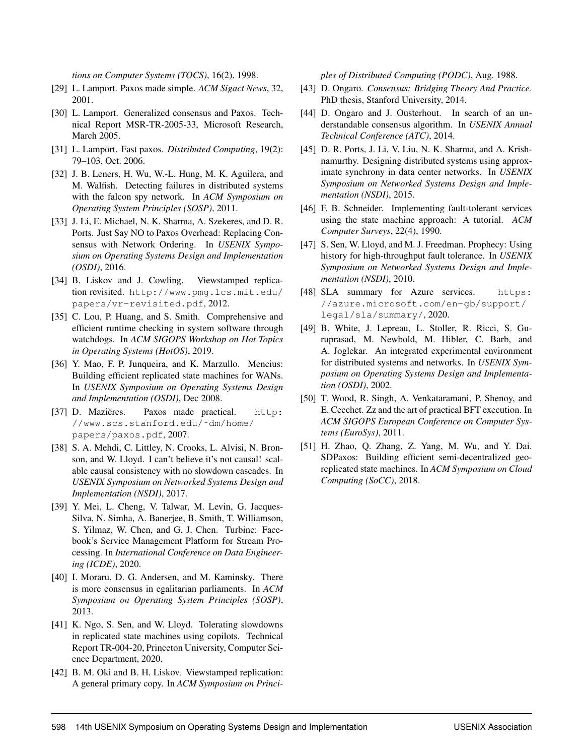*tions on Computer Systems (TOCS)*, 16(2), 1998.

[29] L. Lamport. Paxos made simple. *ACM Sigact News*, 32, 2001.

[30] L. Lamport. Generalized consensus and Paxos. Technical Report MSR-TR-2005-33, Microsoft Research, March 2005.

[31] L. Lamport. Fast paxos. *Distributed Computing*, 19(2): 79–103, Oct. 2006.

[32] J. B. Leners, H. Wu, W.-L. Hung, M. K. Aguilera, and M. Walfish. Detecting failures in distributed systems with the falcon spy network. In *ACM Symposium on Operating System Principles (SOSP)*, 2011.

[33] J. Li, E. Michael, N. K. Sharma, A. Szekeres, and D. R. Ports. Just Say NO to Paxos Overhead: Replacing Consensus with Network Ordering. In *USENIX Symposium on Operating Systems Design and Implementation (OSDI)*, 2016.

[34] B. Liskov and J. Cowling. Viewstamped replication revisited. `http://www.pmg.lcs.mit.edu/papers/vr-revisited.pdf`, 2012.

[35] C. Lou, P. Huang, and S. Smith. Comprehensive and efficient runtime checking in system software through watchdogs. In *ACM SIGOPS Workshop on Hot Topics in Operating Systems (HotOS)*, 2019.

[36] Y. Mao, F. P. Junqueira, and K. Marzullo. Mencius: Building efficient replicated state machines for WANs. In *USENIX Symposium on Operating Systems Design and Implementation (OSDI)*, Dec 2008.

[37] D. Mazières. Paxos made practical. `http://www.scs.stanford.edu/~dm/home/papers/paxos.pdf`, 2007.

[38] S. A. Mehdi, C. Littley, N. Crooks, L. Alvisi, N. Bronson, and W. Lloyd. I can't believe it's not causal! scalable causal consistency with no slowdown cascades. In *USENIX Symposium on Networked Systems Design and Implementation (NSDI)*, 2017.

[39] Y. Mei, L. Cheng, V. Talwar, M. Levin, G. Jacques-Silva, N. Simha, A. Banerjee, B. Smith, T. Williamson, S. Yilmaz, W. Chen, and G. J. Chen. Turbine: Facebook's Service Management Platform for Stream Processing. In *International Conference on Data Engineering (ICDE)*, 2020.

[40] I. Moraru, D. G. Andersen, and M. Kaminsky. There is more consensus in egalitarian parliaments. In *ACM Symposium on Operating System Principles (SOSP)*, 2013.

[41] K. Ngo, S. Sen, and W. Lloyd. Tolerating slowdowns in replicated state machines using copilots. Technical Report TR-004-20, Princeton University, Computer Science Department, 2020.

[42] B. M. Oki and B. H. Liskov. Viewstamped replication: A general primary copy. In *ACM Symposium on Principles of Distributed Computing (PODC)*, Aug. 1988.

[43] D. Ongaro. *Consensus: Bridging Theory And Practice*. PhD thesis, Stanford University, 2014.

[44] D. Ongaro and J. Ousterhout. In search of an understandable consensus algorithm. In *USENIX Annual Technical Conference (ATC)*, 2014.

[45] D. R. Ports, J. Li, V. Liu, N. K. Sharma, and A. Krishnamurthy. Designing distributed systems using approximate synchrony in data center networks. In *USENIX Symposium on Networked Systems Design and Implementation (NSDI)*, 2015.

[46] F. B. Schneider. Implementing fault-tolerant services using the state machine approach: A tutorial. *ACM Computer Surveys*, 22(4), 1990.

[47] S. Sen, W. Lloyd, and M. J. Freedman. Prophecy: Using history for high-throughput fault tolerance. In *USENIX Symposium on Networked Systems Design and Implementation (NSDI)*, 2010.

[48] SLA summary for Azure services. `https://azure.microsoft.com/en-gb/support/legal/sla/summary/`, 2020.

[49] B. White, J. Lepreau, L. Stoller, R. Ricci, S. Guruprasad, M. Newbold, M. Hibler, C. Barb, and A. Joglekar. An integrated experimental environment for distributed systems and networks. In *USENIX Symposium on Operating Systems Design and Implementation (OSDI)*, 2002.

[50] T. Wood, R. Singh, A. Venkataramani, P. Shenoy, and E. Cecchet. Zz and the art of practical BFT execution. In *ACM SIGOPS European Conference on Computer Systems (EuroSys)*, 2011.

[51] H. Zhao, Q. Zhang, Z. Yang, M. Wu, and Y. Dai. SDPaxos: Building efficient semi-decentralized geo-replicated state machines. In *ACM Symposium on Cloud Computing (SoCC)*, 2018.